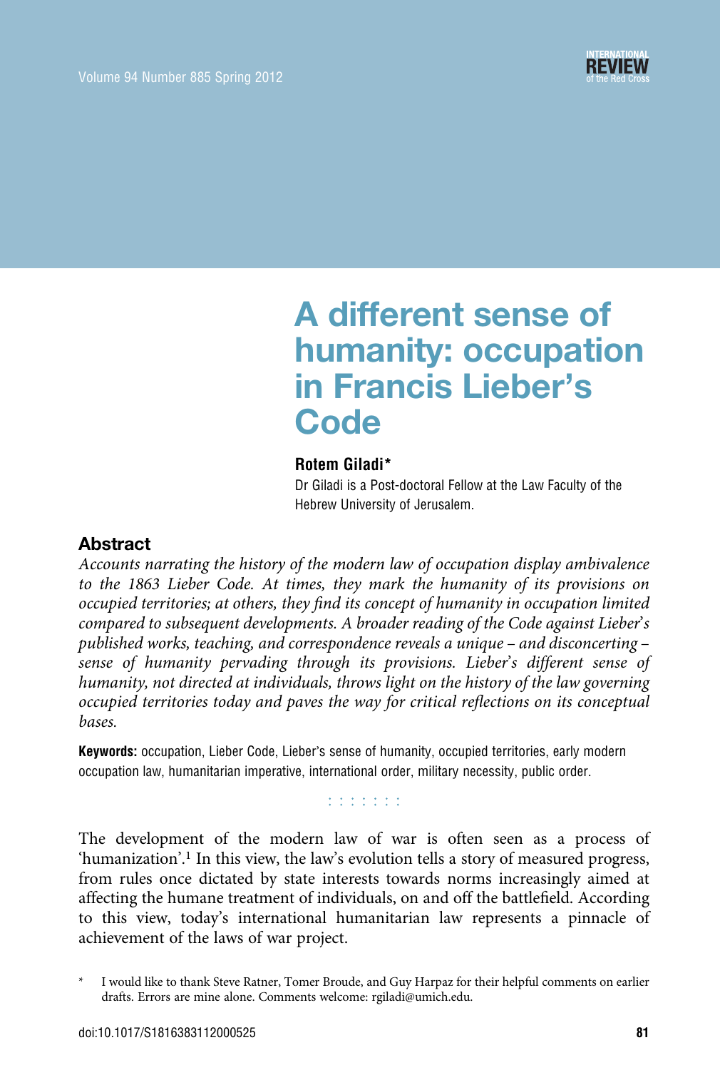# A different sense of humanity: occupation in Francis Lieber's Code

**Rotem Giladi***

Dr Giladi is a Post-doctoral Fellow at the Law Faculty of the Hebrew University of Jerusalem.

## Abstract

*Accounts narrating the history of the modern law of occupation display ambivalence to the 1863 Lieber Code. At times, they mark the humanity of its provisions on occupied territories; at others, they find its concept of humanity in occupation limited compared to subsequent developments. A broader reading of the Code against Lieber's published works, teaching, and correspondence reveals a unique – and disconcerting – sense of humanity pervading through its provisions. Lieber's different sense of humanity, not directed at individuals, throws light on the history of the law governing occupied territories today and paves the way for critical reflections on its conceptual bases.*

**Keywords:** occupation, Lieber Code, Lieber's sense of humanity, occupied territories, early modern occupation law, humanitarian imperative, international order, military necessity, public order.

The development of the modern law of war is often seen as a process of 'humanization'.[1] In this view, the law's evolution tells a story of measured progress, from rules once dictated by state interests towards norms increasingly aimed at affecting the humane treatment of individuals, on and off the battlefield. According to this view, today's international humanitarian law represents a pinnacle of achievement of the laws of war project.

\* I would like to thank Steve Ratner, Tomer Broude, and Guy Harpaz for their helpful comments on earlier drafts. Errors are mine alone. Comments welcome: rgiladi@umich.edu.

doi:10.1017/S1816383112000525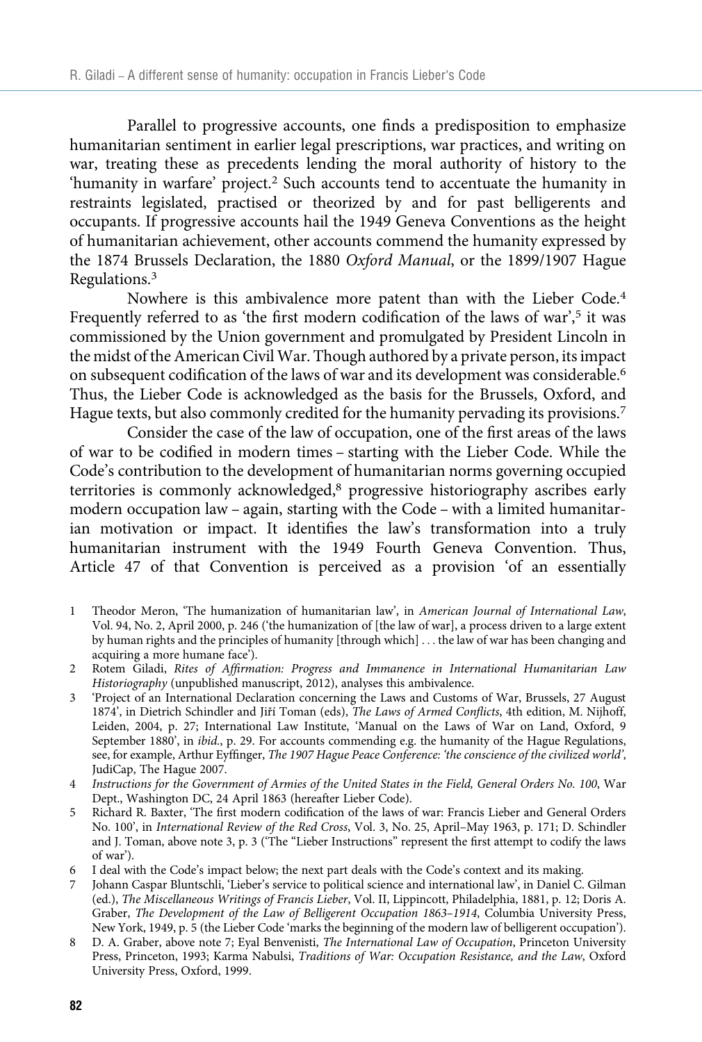Parallel to progressive accounts, one finds a predisposition to emphasize humanitarian sentiment in earlier legal prescriptions, war practices, and writing on war, treating these as precedents lending the moral authority of history to the 'humanity in warfare' project.[2] Such accounts tend to accentuate the humanity in restraints legislated, practised or theorized by and for past belligerents and occupants. If progressive accounts hail the 1949 Geneva Conventions as the height of humanitarian achievement, other accounts commend the humanity expressed by the 1874 Brussels Declaration, the 1880 *Oxford Manual*, or the 1899/1907 Hague Regulations.[3]

Nowhere is this ambivalence more patent than with the Lieber Code.[4] Frequently referred to as 'the first modern codification of the laws of war',[5] it was commissioned by the Union government and promulgated by President Lincoln in the midst of the American Civil War. Though authored by a private person, its impact on subsequent codification of the laws of war and its development was considerable.[6] Thus, the Lieber Code is acknowledged as the basis for the Brussels, Oxford, and Hague texts, but also commonly credited for the humanity pervading its provisions.[7]

Consider the case of the law of occupation, one of the first areas of the laws of war to be codified in modern times – starting with the Lieber Code. While the Code's contribution to the development of humanitarian norms governing occupied territories is commonly acknowledged,[8] progressive historiography ascribes early modern occupation law – again, starting with the Code – with a limited humanitarian motivation or impact. It identifies the law's transformation into a truly humanitarian instrument with the 1949 Fourth Geneva Convention. Thus, Article 47 of that Convention is perceived as a provision 'of an essentially

1 Theodor Meron, 'The humanization of humanitarian law', in *American Journal of International Law*, Vol. 94, No. 2, April 2000, p. 246 ('the humanization of [the law of war], a process driven to a large extent by human rights and the principles of humanity [through which] . . . the law of war has been changing and acquiring a more humane face').

2 Rotem Giladi, *Rites of Affirmation: Progress and Immanence in International Humanitarian Law Historiography* (unpublished manuscript, 2012), analyses this ambivalence.

3 'Project of an International Declaration concerning the Laws and Customs of War, Brussels, 27 August 1874', in Dietrich Schindler and Jiří Toman (eds), *The Laws of Armed Conflicts*, 4th edition, M. Nijhoff, Leiden, 2004, p. 27; International Law Institute, 'Manual on the Laws of War on Land, Oxford, 9 September 1880', in *ibid.*, p. 29. For accounts commending e.g. the humanity of the Hague Regulations, see, for example, Arthur Eyffinger, *The 1907 Hague Peace Conference: 'the conscience of the civilized world'*, JudiCap, The Hague 2007.

4 *Instructions for the Government of Armies of the United States in the Field, General Orders No. 100*, War Dept., Washington DC, 24 April 1863 (hereafter Lieber Code).

5 Richard R. Baxter, 'The first modern codification of the laws of war: Francis Lieber and General Orders No. 100', in *International Review of the Red Cross*, Vol. 3, No. 25, April–May 1963, p. 171; D. Schindler and J. Toman, above note 3, p. 3 ('The "Lieber Instructions" represent the first attempt to codify the laws of war').

6 I deal with the Code's impact below; the next part deals with the Code's context and its making.

7 Johann Caspar Bluntschli, 'Lieber's service to political science and international law', in Daniel C. Gilman (ed.), *The Miscellaneous Writings of Francis Lieber*, Vol. II, Lippincott, Philadelphia, 1881, p. 12; Doris A. Graber, *The Development of the Law of Belligerent Occupation 1863–1914*, Columbia University Press, New York, 1949, p. 5 (the Lieber Code 'marks the beginning of the modern law of belligerent occupation').

8 D. A. Graber, above note 7; Eyal Benvenisti, *The International Law of Occupation*, Princeton University Press, Princeton, 1993; Karma Nabulsi, *Traditions of War: Occupation Resistance, and the Law*, Oxford University Press, Oxford, 1999.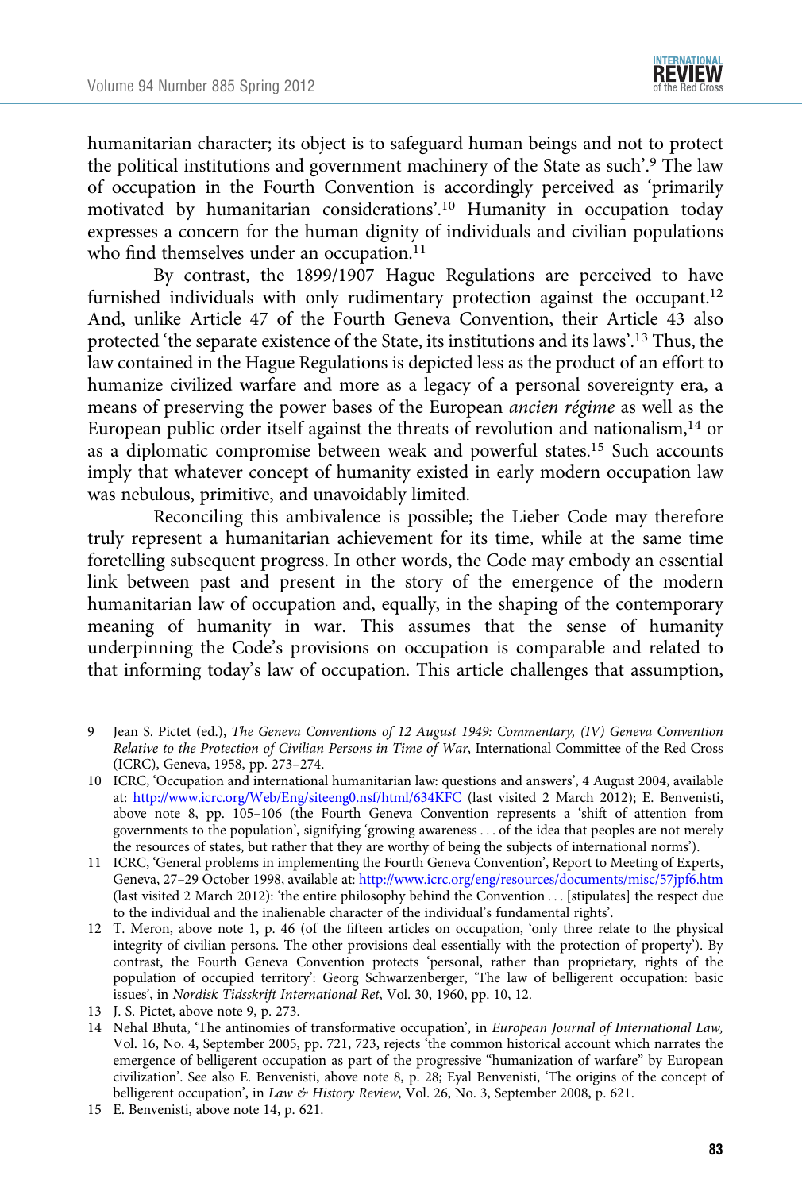humanitarian character; its object is to safeguard human beings and not to protect the political institutions and government machinery of the State as such'.[9] The law of occupation in the Fourth Convention is accordingly perceived as 'primarily motivated by humanitarian considerations'.[10] Humanity in occupation today expresses a concern for the human dignity of individuals and civilian populations who find themselves under an occupation.[11]

By contrast, the 1899/1907 Hague Regulations are perceived to have furnished individuals with only rudimentary protection against the occupant.[12] And, unlike Article 47 of the Fourth Geneva Convention, their Article 43 also protected 'the separate existence of the State, its institutions and its laws'.[13] Thus, the law contained in the Hague Regulations is depicted less as the product of an effort to humanize civilized warfare and more as a legacy of a personal sovereignty era, a means of preserving the power bases of the European *ancien régime* as well as the European public order itself against the threats of revolution and nationalism,[14] or as a diplomatic compromise between weak and powerful states.[15] Such accounts imply that whatever concept of humanity existed in early modern occupation law was nebulous, primitive, and unavoidably limited.

Reconciling this ambivalence is possible; the Lieber Code may therefore truly represent a humanitarian achievement for its time, while at the same time foretelling subsequent progress. In other words, the Code may embody an essential link between past and present in the story of the emergence of the modern humanitarian law of occupation and, equally, in the shaping of the contemporary meaning of humanity in war. This assumes that the sense of humanity underpinning the Code's provisions on occupation is comparable and related to that informing today's law of occupation. This article challenges that assumption,

---

9 Jean S. Pictet (ed.), *The Geneva Conventions of 12 August 1949: Commentary, (IV) Geneva Convention Relative to the Protection of Civilian Persons in Time of War*, International Committee of the Red Cross (ICRC), Geneva, 1958, pp. 273–274.

10 ICRC, 'Occupation and international humanitarian law: questions and answers', 4 August 2004, available at: http://www.icrc.org/Web/Eng/siteeng0.nsf/html/634KFC (last visited 2 March 2012); E. Benvenisti, above note 8, pp. 105–106 (the Fourth Geneva Convention represents a 'shift of attention from governments to the population', signifying 'growing awareness . . . of the idea that peoples are not merely the resources of states, but rather that they are worthy of being the subjects of international norms').

11 ICRC, 'General problems in implementing the Fourth Geneva Convention', Report to Meeting of Experts, Geneva, 27–29 October 1998, available at: http://www.icrc.org/eng/resources/documents/misc/57jpf6.htm (last visited 2 March 2012): 'the entire philosophy behind the Convention . . . [stipulates] the respect due to the individual and the inalienable character of the individual's fundamental rights'.

12 T. Meron, above note 1, p. 46 (of the fifteen articles on occupation, 'only three relate to the physical integrity of civilian persons. The other provisions deal essentially with the protection of property'). By contrast, the Fourth Geneva Convention protects 'personal, rather than proprietary, rights of the population of occupied territory': Georg Schwarzenberger, 'The law of belligerent occupation: basic issues', in *Nordisk Tidsskrift International Ret*, Vol. 30, 1960, pp. 10, 12.

13 J. S. Pictet, above note 9, p. 273.

14 Nehal Bhuta, 'The antinomies of transformative occupation', in *European Journal of International Law*, Vol. 16, No. 4, September 2005, pp. 721, 723, rejects 'the common historical account which narrates the emergence of belligerent occupation as part of the progressive "humanization of warfare" by European civilization'. See also E. Benvenisti, above note 8, p. 28; Eyal Benvenisti, 'The origins of the concept of belligerent occupation', in *Law & History Review*, Vol. 26, No. 3, September 2008, p. 621.

15 E. Benvenisti, above note 14, p. 621.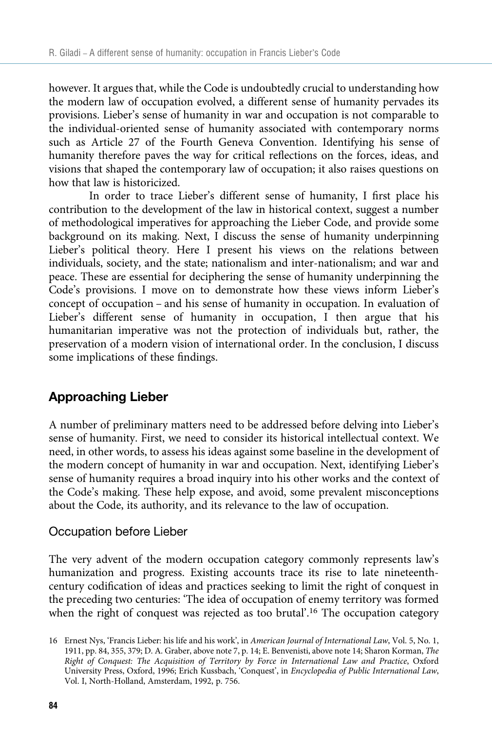however. It argues that, while the Code is undoubtedly crucial to understanding how the modern law of occupation evolved, a different sense of humanity pervades its provisions. Lieber's sense of humanity in war and occupation is not comparable to the individual-oriented sense of humanity associated with contemporary norms such as Article 27 of the Fourth Geneva Convention. Identifying his sense of humanity therefore paves the way for critical reflections on the forces, ideas, and visions that shaped the contemporary law of occupation; it also raises questions on how that law is historicized.

In order to trace Lieber's different sense of humanity, I first place his contribution to the development of the law in historical context, suggest a number of methodological imperatives for approaching the Lieber Code, and provide some background on its making. Next, I discuss the sense of humanity underpinning Lieber's political theory. Here I present his views on the relations between individuals, society, and the state; nationalism and inter-nationalism; and war and peace. These are essential for deciphering the sense of humanity underpinning the Code's provisions. I move on to demonstrate how these views inform Lieber's concept of occupation – and his sense of humanity in occupation. In evaluation of Lieber's different sense of humanity in occupation, I then argue that his humanitarian imperative was not the protection of individuals but, rather, the preservation of a modern vision of international order. In the conclusion, I discuss some implications of these findings.

## Approaching Lieber

A number of preliminary matters need to be addressed before delving into Lieber's sense of humanity. First, we need to consider its historical intellectual context. We need, in other words, to assess his ideas against some baseline in the development of the modern concept of humanity in war and occupation. Next, identifying Lieber's sense of humanity requires a broad inquiry into his other works and the context of the Code's making. These help expose, and avoid, some prevalent misconceptions about the Code, its authority, and its relevance to the law of occupation.

### Occupation before Lieber

The very advent of the modern occupation category commonly represents law's humanization and progress. Existing accounts trace its rise to late nineteenth-century codification of ideas and practices seeking to limit the right of conquest in the preceding two centuries: 'The idea of occupation of enemy territory was formed when the right of conquest was rejected as too brutal'.[16] The occupation category

16 Ernest Nys, 'Francis Lieber: his life and his work', in *American Journal of International Law*, Vol. 5, No. 1, 1911, pp. 84, 355, 379; D. A. Graber, above note 7, p. 14; E. Benvenisti, above note 14; Sharon Korman, *The Right of Conquest: The Acquisition of Territory by Force in International Law and Practice*, Oxford University Press, Oxford, 1996; Erich Kussbach, 'Conquest', in *Encyclopedia of Public International Law*, Vol. I, North-Holland, Amsterdam, 1992, p. 756.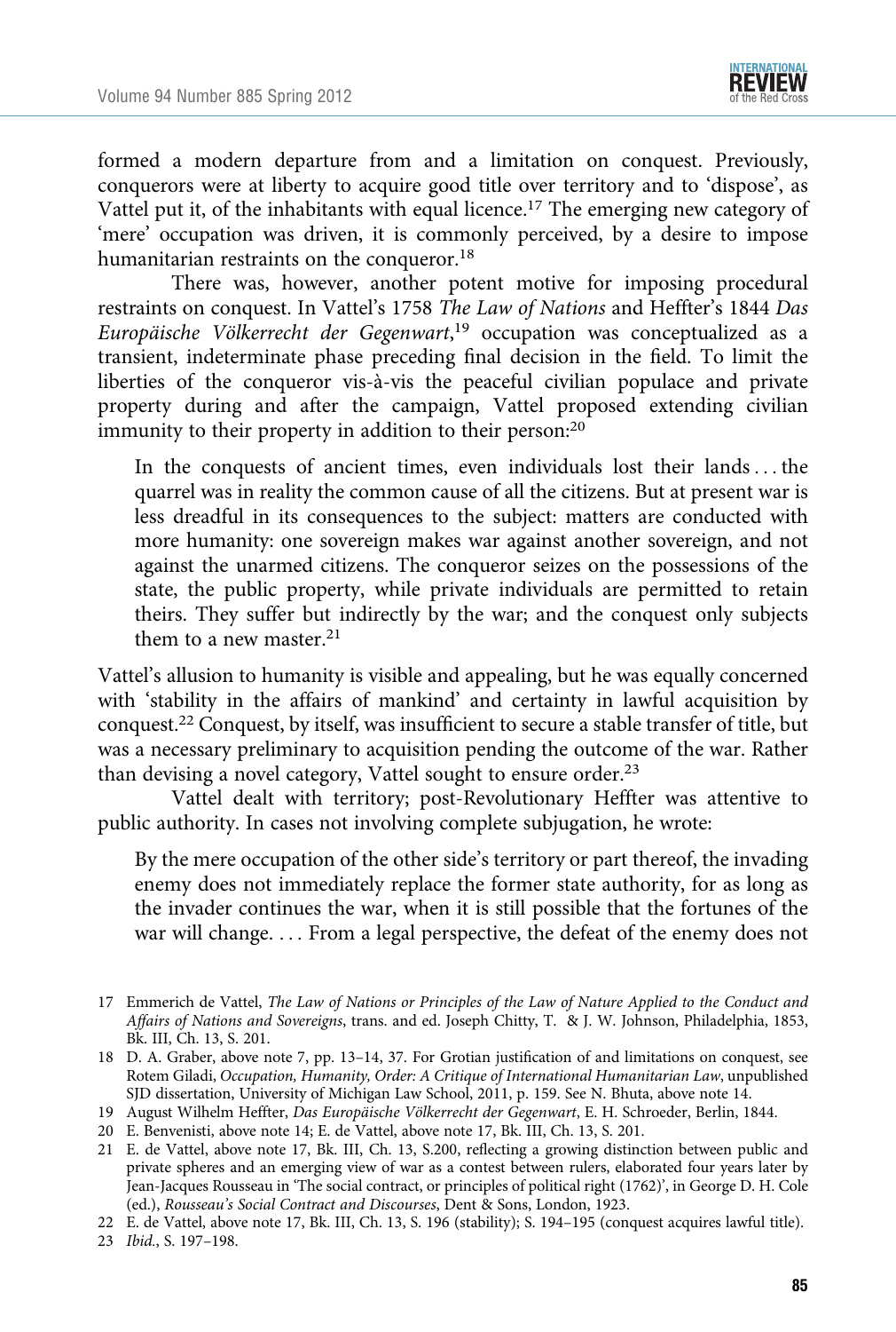formed a modern departure from and a limitation on conquest. Previously, conquerors were at liberty to acquire good title over territory and to 'dispose', as Vattel put it, of the inhabitants with equal licence.[17] The emerging new category of 'mere' occupation was driven, it is commonly perceived, by a desire to impose humanitarian restraints on the conqueror.[18]

There was, however, another potent motive for imposing procedural restraints on conquest. In Vattel's 1758 *The Law of Nations* and Heffter's 1844 *Das Europäische Völkerrecht der Gegenwart*,[19] occupation was conceptualized as a transient, indeterminate phase preceding final decision in the field. To limit the liberties of the conqueror vis-à-vis the peaceful civilian populace and private property during and after the campaign, Vattel proposed extending civilian immunity to their property in addition to their person:[20]

> In the conquests of ancient times, even individuals lost their lands . . . the quarrel was in reality the common cause of all the citizens. But at present war is less dreadful in its consequences to the subject: matters are conducted with more humanity: one sovereign makes war against another sovereign, and not against the unarmed citizens. The conqueror seizes on the possessions of the state, the public property, while private individuals are permitted to retain theirs. They suffer but indirectly by the war; and the conquest only subjects them to a new master.[21]

Vattel's allusion to humanity is visible and appealing, but he was equally concerned with 'stability in the affairs of mankind' and certainty in lawful acquisition by conquest.[22] Conquest, by itself, was insufficient to secure a stable transfer of title, but was a necessary preliminary to acquisition pending the outcome of the war. Rather than devising a novel category, Vattel sought to ensure order.[23]

Vattel dealt with territory; post-Revolutionary Heffter was attentive to public authority. In cases not involving complete subjugation, he wrote:

> By the mere occupation of the other side's territory or part thereof, the invading enemy does not immediately replace the former state authority, for as long as the invader continues the war, when it is still possible that the fortunes of the war will change. . . . From a legal perspective, the defeat of the enemy does not

---

17 Emmerich de Vattel, *The Law of Nations or Principles of the Law of Nature Applied to the Conduct and Affairs of Nations and Sovereigns*, trans. and ed. Joseph Chitty, T. & J. W. Johnson, Philadelphia, 1853, Bk. III, Ch. 13, S. 201.

18 D. A. Graber, above note 7, pp. 13–14, 37. For Grotian justification of and limitations on conquest, see Rotem Giladi, *Occupation, Humanity, Order: A Critique of International Humanitarian Law*, unpublished SJD dissertation, University of Michigan Law School, 2011, p. 159. See N. Bhuta, above note 14.

19 August Wilhelm Heffter, *Das Europäische Völkerrecht der Gegenwart*, E. H. Schroeder, Berlin, 1844.

20 E. Benvenisti, above note 14; E. de Vattel, above note 17, Bk. III, Ch. 13, S. 201.

21 E. de Vattel, above note 17, Bk. III, Ch. 13, S.200, reflecting a growing distinction between public and private spheres and an emerging view of war as a contest between rulers, elaborated four years later by Jean-Jacques Rousseau in 'The social contract, or principles of political right (1762)', in George D. H. Cole (ed.), *Rousseau's Social Contract and Discourses*, Dent & Sons, London, 1923.

22 E. de Vattel, above note 17, Bk. III, Ch. 13, S. 196 (stability); S. 194–195 (conquest acquires lawful title).

23 *Ibid.*, S. 197–198.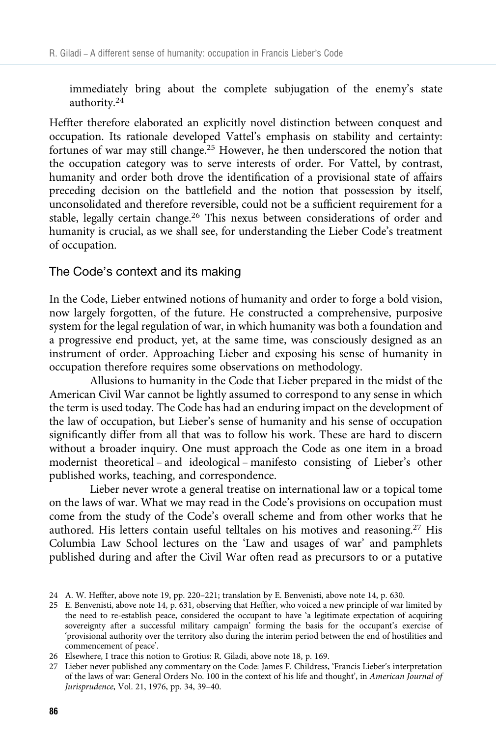immediately bring about the complete subjugation of the enemy's state authority.[24]

Heffter therefore elaborated an explicitly novel distinction between conquest and occupation. Its rationale developed Vattel's emphasis on stability and certainty: fortunes of war may still change.[25] However, he then underscored the notion that the occupation category was to serve interests of order. For Vattel, by contrast, humanity and order both drove the identification of a provisional state of affairs preceding decision on the battlefield and the notion that possession by itself, unconsolidated and therefore reversible, could not be a sufficient requirement for a stable, legally certain change.[26] This nexus between considerations of order and humanity is crucial, as we shall see, for understanding the Lieber Code's treatment of occupation.

## The Code's context and its making

In the Code, Lieber entwined notions of humanity and order to forge a bold vision, now largely forgotten, of the future. He constructed a comprehensive, purposive system for the legal regulation of war, in which humanity was both a foundation and a progressive end product, yet, at the same time, was consciously designed as an instrument of order. Approaching Lieber and exposing his sense of humanity in occupation therefore requires some observations on methodology.

Allusions to humanity in the Code that Lieber prepared in the midst of the American Civil War cannot be lightly assumed to correspond to any sense in which the term is used today. The Code has had an enduring impact on the development of the law of occupation, but Lieber's sense of humanity and his sense of occupation significantly differ from all that was to follow his work. These are hard to discern without a broader inquiry. One must approach the Code as one item in a broad modernist theoretical – and ideological – manifesto consisting of Lieber's other published works, teaching, and correspondence.

Lieber never wrote a general treatise on international law or a topical tome on the laws of war. What we may read in the Code's provisions on occupation must come from the study of the Code's overall scheme and from other works that he authored. His letters contain useful telltales on his motives and reasoning.[27] His Columbia Law School lectures on the 'Law and usages of war' and pamphlets published during and after the Civil War often read as precursors to or a putative

24 A. W. Heffter, above note 19, pp. 220–221; translation by E. Benvenisti, above note 14, p. 630.

25 E. Benvenisti, above note 14, p. 631, observing that Heffter, who voiced a new principle of war limited by the need to re-establish peace, considered the occupant to have 'a legitimate expectation of acquiring sovereignty after a successful military campaign' forming the basis for the occupant's exercise of 'provisional authority over the territory also during the interim period between the end of hostilities and commencement of peace'.

26 Elsewhere, I trace this notion to Grotius: R. Giladi, above note 18, p. 169.

27 Lieber never published any commentary on the Code: James F. Childress, 'Francis Lieber's interpretation of the laws of war: General Orders No. 100 in the context of his life and thought', in *American Journal of Jurisprudence*, Vol. 21, 1976, pp. 34, 39–40.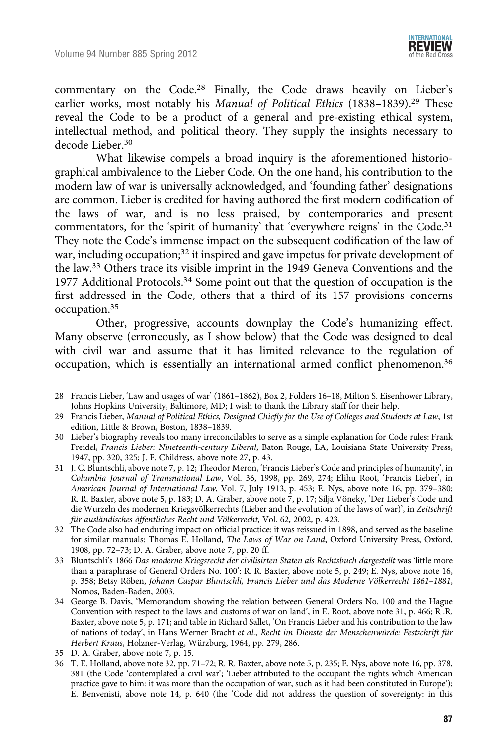commentary on the Code.[28] Finally, the Code draws heavily on Lieber's earlier works, most notably his *Manual of Political Ethics* (1838–1839).[29] These reveal the Code to be a product of a general and pre-existing ethical system, intellectual method, and political theory. They supply the insights necessary to decode Lieber.[30]

What likewise compels a broad inquiry is the aforementioned historiographical ambivalence to the Lieber Code. On the one hand, his contribution to the modern law of war is universally acknowledged, and 'founding father' designations are common. Lieber is credited for having authored the first modern codification of the laws of war, and is no less praised, by contemporaries and present commentators, for the 'spirit of humanity' that 'everywhere reigns' in the Code.[31] They note the Code's immense impact on the subsequent codification of the law of war, including occupation;[32] it inspired and gave impetus for private development of the law.[33] Others trace its visible imprint in the 1949 Geneva Conventions and the 1977 Additional Protocols.[34] Some point out that the question of occupation is the first addressed in the Code, others that a third of its 157 provisions concerns occupation.[35]

Other, progressive, accounts downplay the Code's humanizing effect. Many observe (erroneously, as I show below) that the Code was designed to deal with civil war and assume that it has limited relevance to the regulation of occupation, which is essentially an international armed conflict phenomenon.[36]

---

28 Francis Lieber, 'Law and usages of war' (1861–1862), Box 2, Folders 16–18, Milton S. Eisenhower Library, Johns Hopkins University, Baltimore, MD; I wish to thank the Library staff for their help.

29 Francis Lieber, *Manual of Political Ethics, Designed Chiefly for the Use of Colleges and Students at Law*, 1st edition, Little & Brown, Boston, 1838–1839.

30 Lieber's biography reveals too many irreconcilables to serve as a simple explanation for Code rules: Frank Freidel, *Francis Lieber: Nineteenth-century Liberal*, Baton Rouge, LA, Louisiana State University Press, 1947, pp. 320, 325; J. F. Childress, above note 27, p. 43.

31 J. C. Bluntschli, above note 7, p. 12; Theodor Meron, 'Francis Lieber's Code and principles of humanity', in *Columbia Journal of Transnational Law*, Vol. 36, 1998, pp. 269, 274; Elihu Root, 'Francis Lieber', in *American Journal of International Law*, Vol. 7, July 1913, p. 453; E. Nys, above note 16, pp. 379–380; R. R. Baxter, above note 5, p. 183; D. A. Graber, above note 7, p. 17; Silja Vöneky, 'Der Lieber's Code und die Wurzeln des modernen Kriegsvölkerrechts (Lieber and the evolution of the laws of war)', in *Zeitschrift für ausländisches öffentliches Recht und Völkerrecht*, Vol. 62, 2002, p. 423.

32 The Code also had enduring impact on official practice: it was reissued in 1898, and served as the baseline for similar manuals: Thomas E. Holland, *The Laws of War on Land*, Oxford University Press, Oxford, 1908, pp. 72–73; D. A. Graber, above note 7, pp. 20 ff.

33 Bluntschli's 1866 *Das moderne Kriegsrecht der civilisirten Staten als Rechtsbuch dargestellt* was 'little more than a paraphrase of General Orders No. 100': R. R. Baxter, above note 5, p. 249; E. Nys, above note 16, p. 358; Betsy Röben, *Johann Caspar Bluntschli, Francis Lieber und das Moderne Völkerrecht 1861–1881*, Nomos, Baden-Baden, 2003.

34 George B. Davis, 'Memorandum showing the relation between General Orders No. 100 and the Hague Convention with respect to the laws and customs of war on land', in E. Root, above note 31, p. 466; R .R. Baxter, above note 5, p. 171; and table in Richard Sallet, 'On Francis Lieber and his contribution to the law of nations of today', in Hans Werner Bracht *et al., Recht im Dienste der Menschenwürde: Festschrift für Herbert Kraus*, Holzner-Verlag, Würzburg, 1964, pp. 279, 286.

35 D. A. Graber, above note 7, p. 15.

36 T. E. Holland, above note 32, pp. 71–72; R. R. Baxter, above note 5, p. 235; E. Nys, above note 16, pp. 378, 381 (the Code 'contemplated a civil war'; 'Lieber attributed to the occupant the rights which American practice gave to him: it was more than the occupation of war, such as it had been constituted in Europe'); E. Benvenisti, above note 14, p. 640 (the 'Code did not address the question of sovereignty: in this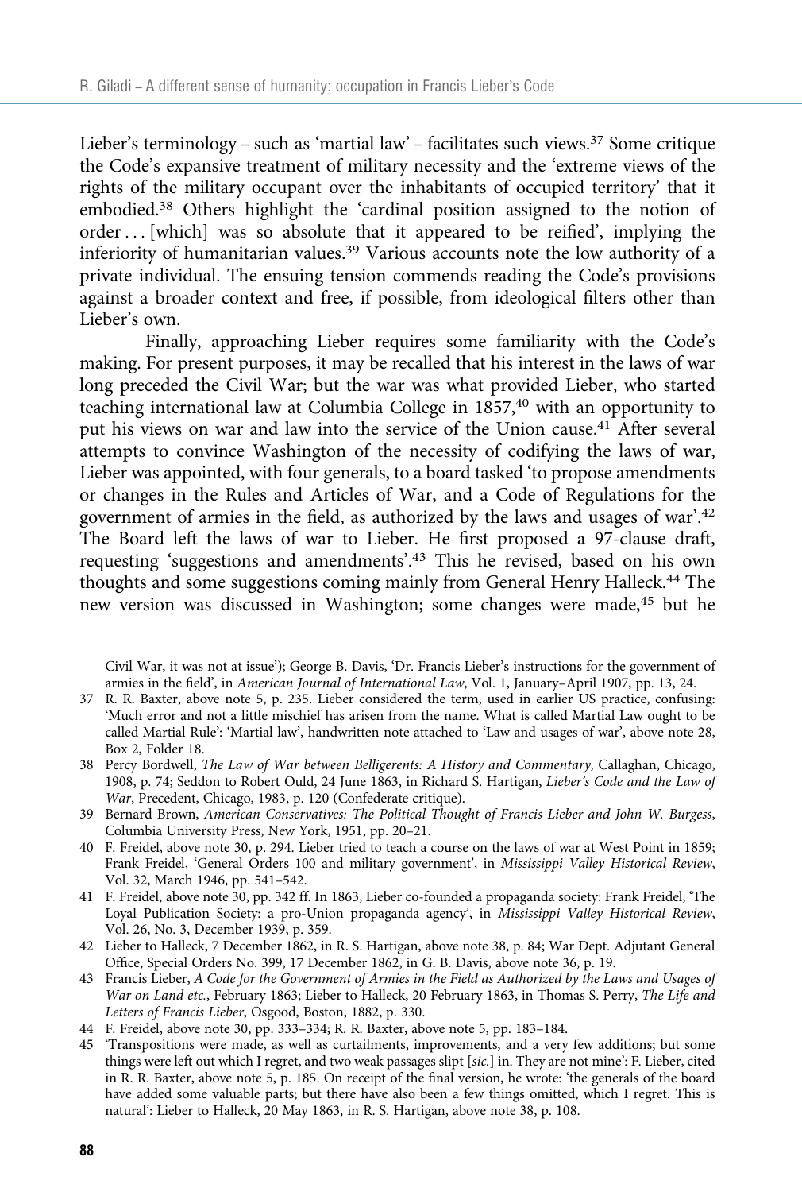Lieber's terminology – such as 'martial law' – facilitates such views.[37] Some critique the Code's expansive treatment of military necessity and the 'extreme views of the rights of the military occupant over the inhabitants of occupied territory' that it embodied.[38] Others highlight the 'cardinal position assigned to the notion of order . . . [which] was so absolute that it appeared to be reified', implying the inferiority of humanitarian values.[39] Various accounts note the low authority of a private individual. The ensuing tension commends reading the Code's provisions against a broader context and free, if possible, from ideological filters other than Lieber's own.

Finally, approaching Lieber requires some familiarity with the Code's making. For present purposes, it may be recalled that his interest in the laws of war long preceded the Civil War; but the war was what provided Lieber, who started teaching international law at Columbia College in 1857,[40] with an opportunity to put his views on war and law into the service of the Union cause.[41] After several attempts to convince Washington of the necessity of codifying the laws of war, Lieber was appointed, with four generals, to a board tasked 'to propose amendments or changes in the Rules and Articles of War, and a Code of Regulations for the government of armies in the field, as authorized by the laws and usages of war'.[42] The Board left the laws of war to Lieber. He first proposed a 97-clause draft, requesting 'suggestions and amendments'.[43] This he revised, based on his own thoughts and some suggestions coming mainly from General Henry Halleck.[44] The new version was discussed in Washington; some changes were made,[45] but he

Civil War, it was not at issue'); George B. Davis, 'Dr. Francis Lieber's instructions for the government of armies in the field', in *American Journal of International Law*, Vol. 1, January–April 1907, pp. 13, 24.

37 R. R. Baxter, above note 5, p. 235. Lieber considered the term, used in earlier US practice, confusing: 'Much error and not a little mischief has arisen from the name. What is called Martial Law ought to be called Martial Rule': 'Martial law', handwritten note attached to 'Law and usages of war', above note 28, Box 2, Folder 18.

38 Percy Bordwell, *The Law of War between Belligerents: A History and Commentary*, Callaghan, Chicago, 1908, p. 74; Seddon to Robert Ould, 24 June 1863, in Richard S. Hartigan, *Lieber's Code and the Law of War*, Precedent, Chicago, 1983, p. 120 (Confederate critique).

39 Bernard Brown, *American Conservatives: The Political Thought of Francis Lieber and John W. Burgess*, Columbia University Press, New York, 1951, pp. 20–21.

40 F. Freidel, above note 30, p. 294. Lieber tried to teach a course on the laws of war at West Point in 1859; Frank Freidel, 'General Orders 100 and military government', in *Mississippi Valley Historical Review*, Vol. 32, March 1946, pp. 541–542.

41 F. Freidel, above note 30, pp. 342 ff. In 1863, Lieber co-founded a propaganda society: Frank Freidel, 'The Loyal Publication Society: a pro-Union propaganda agency', in *Mississippi Valley Historical Review*, Vol. 26, No. 3, December 1939, p. 359.

42 Lieber to Halleck, 7 December 1862, in R. S. Hartigan, above note 38, p. 84; War Dept. Adjutant General Office, Special Orders No. 399, 17 December 1862, in G. B. Davis, above note 36, p. 19.

43 Francis Lieber, *A Code for the Government of Armies in the Field as Authorized by the Laws and Usages of War on Land etc.*, February 1863; Lieber to Halleck, 20 February 1863, in Thomas S. Perry, *The Life and Letters of Francis Lieber*, Osgood, Boston, 1882, p. 330.

44 F. Freidel, above note 30, pp. 333–334; R. R. Baxter, above note 5, pp. 183–184.

45 'Transpositions were made, as well as curtailments, improvements, and a very few additions; but some things were left out which I regret, and two weak passages slipt [*sic.*] in. They are not mine': F. Lieber, cited in R. R. Baxter, above note 5, p. 185. On receipt of the final version, he wrote: 'the generals of the board have added some valuable parts; but there have also been a few things omitted, which I regret. This is natural': Lieber to Halleck, 20 May 1863, in R. S. Hartigan, above note 38, p. 108.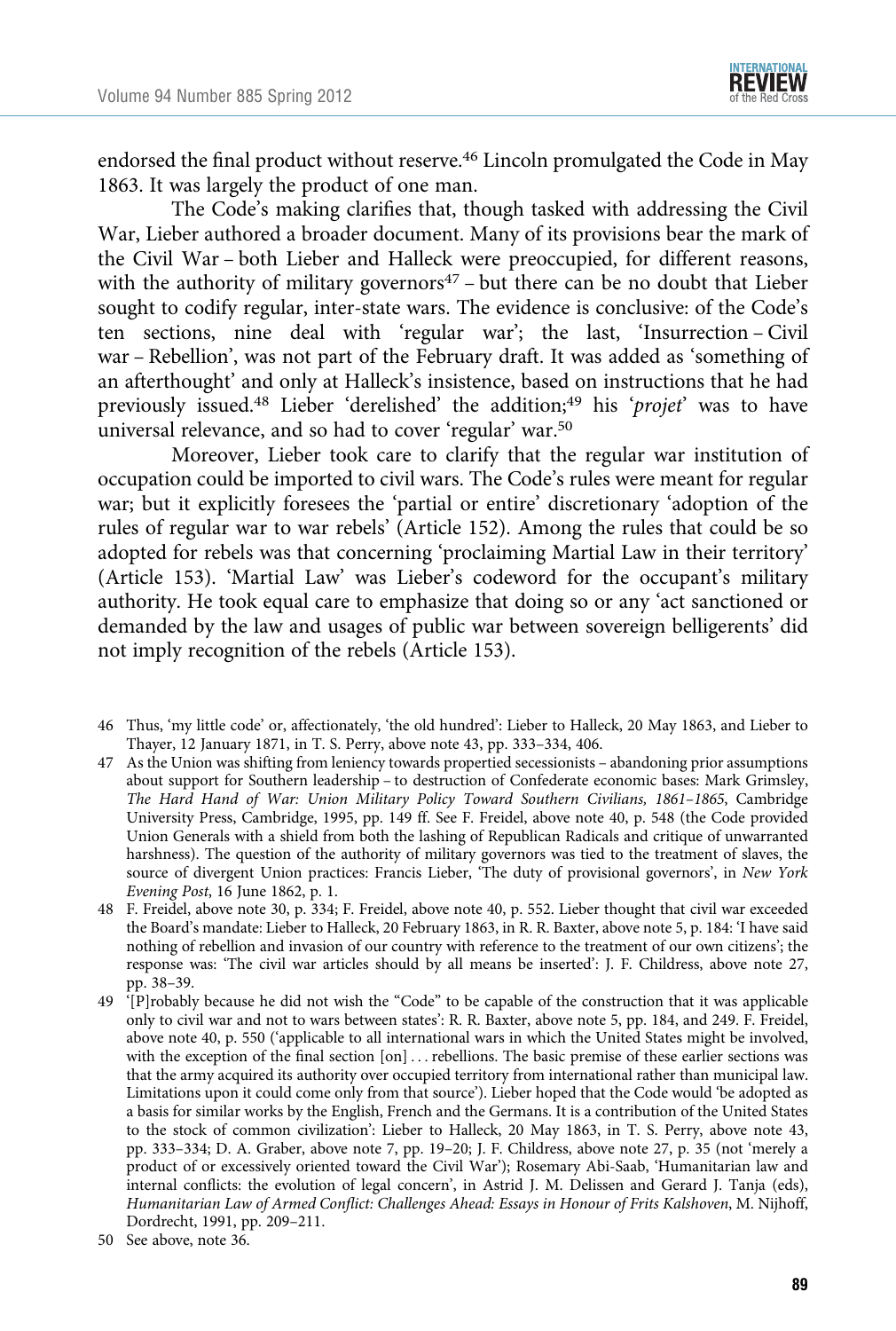endorsed the final product without reserve.[46] Lincoln promulgated the Code in May 1863. It was largely the product of one man.

The Code's making clarifies that, though tasked with addressing the Civil War, Lieber authored a broader document. Many of its provisions bear the mark of the Civil War – both Lieber and Halleck were preoccupied, for different reasons, with the authority of military governors[47] – but there can be no doubt that Lieber sought to codify regular, inter-state wars. The evidence is conclusive: of the Code's ten sections, nine deal with 'regular war'; the last, 'Insurrection – Civil war – Rebellion', was not part of the February draft. It was added as 'something of an afterthought' and only at Halleck's insistence, based on instructions that he had previously issued.[48] Lieber 'derelished' the addition;[49] his '*projet*' was to have universal relevance, and so had to cover 'regular' war.[50]

Moreover, Lieber took care to clarify that the regular war institution of occupation could be imported to civil wars. The Code's rules were meant for regular war; but it explicitly foresees the 'partial or entire' discretionary 'adoption of the rules of regular war to war rebels' (Article 152). Among the rules that could be so adopted for rebels was that concerning 'proclaiming Martial Law in their territory' (Article 153). 'Martial Law' was Lieber's codeword for the occupant's military authority. He took equal care to emphasize that doing so or any 'act sanctioned or demanded by the law and usages of public war between sovereign belligerents' did not imply recognition of the rebels (Article 153).

46 Thus, 'my little code' or, affectionately, 'the old hundred': Lieber to Halleck, 20 May 1863, and Lieber to Thayer, 12 January 1871, in T. S. Perry, above note 43, pp. 333–334, 406.

47 As the Union was shifting from leniency towards propertied secessionists – abandoning prior assumptions about support for Southern leadership – to destruction of Confederate economic bases: Mark Grimsley, *The Hard Hand of War: Union Military Policy Toward Southern Civilians, 1861–1865*, Cambridge University Press, Cambridge, 1995, pp. 149 ff. See F. Freidel, above note 40, p. 548 (the Code provided Union Generals with a shield from both the lashing of Republican Radicals and critique of unwarranted harshness). The question of the authority of military governors was tied to the treatment of slaves, the source of divergent Union practices: Francis Lieber, 'The duty of provisional governors', in *New York Evening Post*, 16 June 1862, p. 1.

48 F. Freidel, above note 30, p. 334; F. Freidel, above note 40, p. 552. Lieber thought that civil war exceeded the Board's mandate: Lieber to Halleck, 20 February 1863, in R. R. Baxter, above note 5, p. 184: 'I have said nothing of rebellion and invasion of our country with reference to the treatment of our own citizens'; the response was: 'The civil war articles should by all means be inserted': J. F. Childress, above note 27, pp. 38–39.

49 '[P]robably because he did not wish the "Code" to be capable of the construction that it was applicable only to civil war and not to wars between states': R. R. Baxter, above note 5, pp. 184, and 249. F. Freidel, above note 40, p. 550 ('applicable to all international wars in which the United States might be involved, with the exception of the final section [on] . . . rebellions. The basic premise of these earlier sections was that the army acquired its authority over occupied territory from international rather than municipal law. Limitations upon it could come only from that source'). Lieber hoped that the Code would 'be adopted as a basis for similar works by the English, French and the Germans. It is a contribution of the United States to the stock of common civilization': Lieber to Halleck, 20 May 1863, in T. S. Perry, above note 43, pp. 333–334; D. A. Graber, above note 7, pp. 19–20; J. F. Childress, above note 27, p. 35 (not 'merely a product of or excessively oriented toward the Civil War'); Rosemary Abi-Saab, 'Humanitarian law and internal conflicts: the evolution of legal concern', in Astrid J. M. Delissen and Gerard J. Tanja (eds), *Humanitarian Law of Armed Conflict: Challenges Ahead: Essays in Honour of Frits Kalshoven*, M. Nijhoff, Dordrecht, 1991, pp. 209–211.

50 See above, note 36.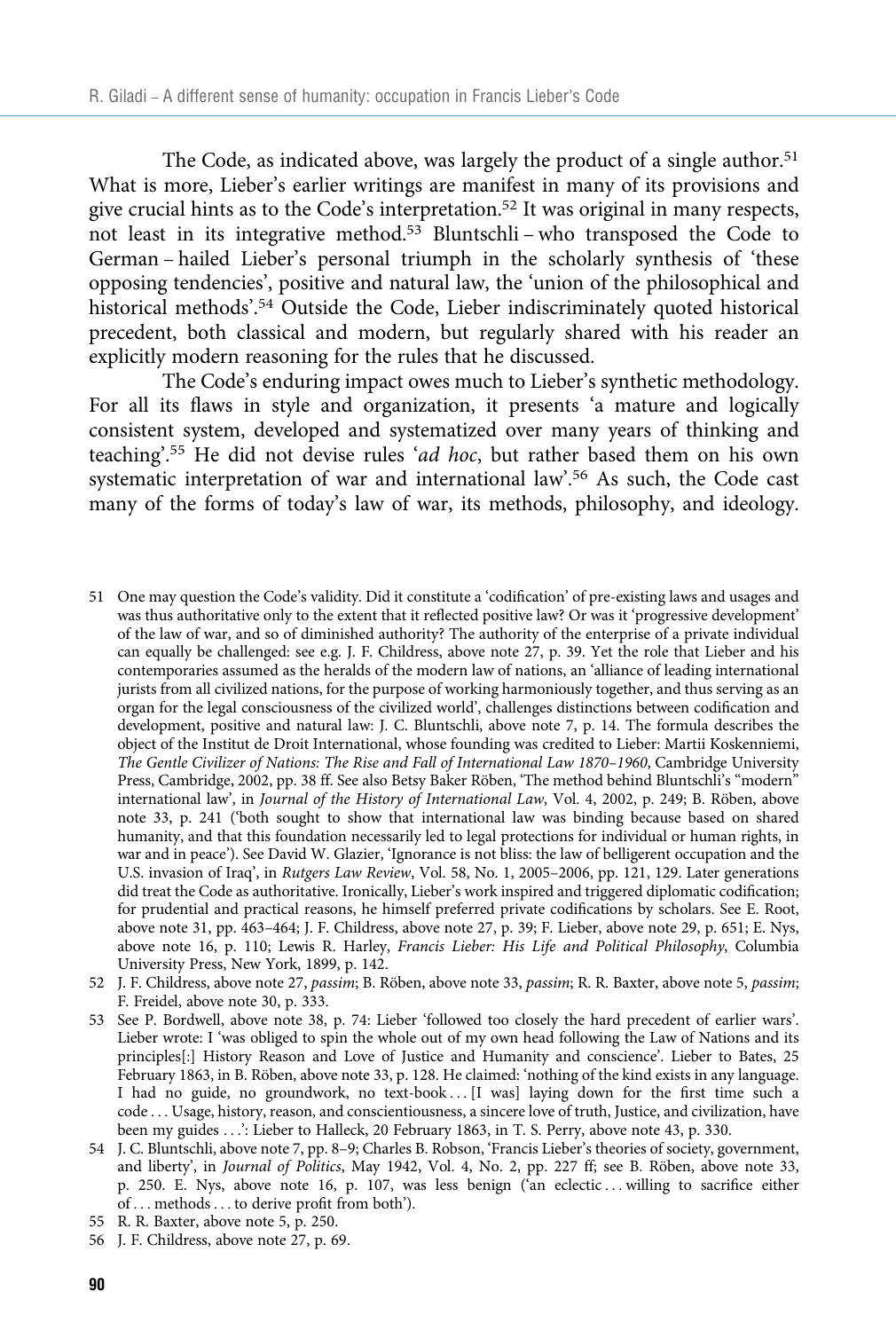The Code, as indicated above, was largely the product of a single author.[51] What is more, Lieber's earlier writings are manifest in many of its provisions and give crucial hints as to the Code's interpretation.[52] It was original in many respects, not least in its integrative method.[53] Bluntschli – who transposed the Code to German – hailed Lieber's personal triumph in the scholarly synthesis of 'these opposing tendencies', positive and natural law, the 'union of the philosophical and historical methods'.[54] Outside the Code, Lieber indiscriminately quoted historical precedent, both classical and modern, but regularly shared with his reader an explicitly modern reasoning for the rules that he discussed.

The Code's enduring impact owes much to Lieber's synthetic methodology. For all its flaws in style and organization, it presents 'a mature and logically consistent system, developed and systematized over many years of thinking and teaching'.[55] He did not devise rules '*ad hoc*, but rather based them on his own systematic interpretation of war and international law'.[56] As such, the Code cast many of the forms of today's law of war, its methods, philosophy, and ideology.

---

51 One may question the Code's validity. Did it constitute a 'codification' of pre-existing laws and usages and was thus authoritative only to the extent that it reflected positive law? Or was it 'progressive development' of the law of war, and so of diminished authority? The authority of the enterprise of a private individual can equally be challenged: see e.g. J. F. Childress, above note 27, p. 39. Yet the role that Lieber and his contemporaries assumed as the heralds of the modern law of nations, an 'alliance of leading international jurists from all civilized nations, for the purpose of working harmoniously together, and thus serving as an organ for the legal consciousness of the civilized world', challenges distinctions between codification and development, positive and natural law: J. C. Bluntschli, above note 7, p. 14. The formula describes the object of the Institut de Droit International, whose founding was credited to Lieber: Martii Koskenniemi, *The Gentle Civilizer of Nations: The Rise and Fall of International Law 1870–1960*, Cambridge University Press, Cambridge, 2002, pp. 38 ff. See also Betsy Baker Röben, 'The method behind Bluntschli's "modern" international law', in *Journal of the History of International Law*, Vol. 4, 2002, p. 249; B. Röben, above note 33, p. 241 ('both sought to show that international law was binding because based on shared humanity, and that this foundation necessarily led to legal protections for individual or human rights, in war and in peace'). See David W. Glazier, 'Ignorance is not bliss: the law of belligerent occupation and the U.S. invasion of Iraq', in *Rutgers Law Review*, Vol. 58, No. 1, 2005–2006, pp. 121, 129. Later generations did treat the Code as authoritative. Ironically, Lieber's work inspired and triggered diplomatic codification; for prudential and practical reasons, he himself preferred private codifications by scholars. See E. Root, above note 31, pp. 463–464; J. F. Childress, above note 27, p. 39; F. Lieber, above note 29, p. 651; E. Nys, above note 16, p. 110; Lewis R. Harley, *Francis Lieber: His Life and Political Philosophy*, Columbia University Press, New York, 1899, p. 142.

52 J. F. Childress, above note 27, *passim*; B. Röben, above note 33, *passim*; R. R. Baxter, above note 5, *passim*; F. Freidel, above note 30, p. 333.

53 See P. Bordwell, above note 38, p. 74: Lieber 'followed too closely the hard precedent of earlier wars'. Lieber wrote: I 'was obliged to spin the whole out of my own head following the Law of Nations and its principles[:] History Reason and Love of Justice and Humanity and conscience'. Lieber to Bates, 25 February 1863, in B. Röben, above note 33, p. 128. He claimed: 'nothing of the kind exists in any language. I had no guide, no groundwork, no text-book . . . [I was] laying down for the first time such a code . . . Usage, history, reason, and conscientiousness, a sincere love of truth, Justice, and civilization, have been my guides . . .': Lieber to Halleck, 20 February 1863, in T. S. Perry, above note 43, p. 330.

54 J. C. Bluntschli, above note 7, pp. 8–9; Charles B. Robson, 'Francis Lieber's theories of society, government, and liberty', in *Journal of Politics*, May 1942, Vol. 4, No. 2, pp. 227 ff; see B. Röben, above note 33, p. 250. E. Nys, above note 16, p. 107, was less benign ('an eclectic . . . willing to sacrifice either of . . . methods . . . to derive profit from both').

55 R. R. Baxter, above note 5, p. 250.

56 J. F. Childress, above note 27, p. 69.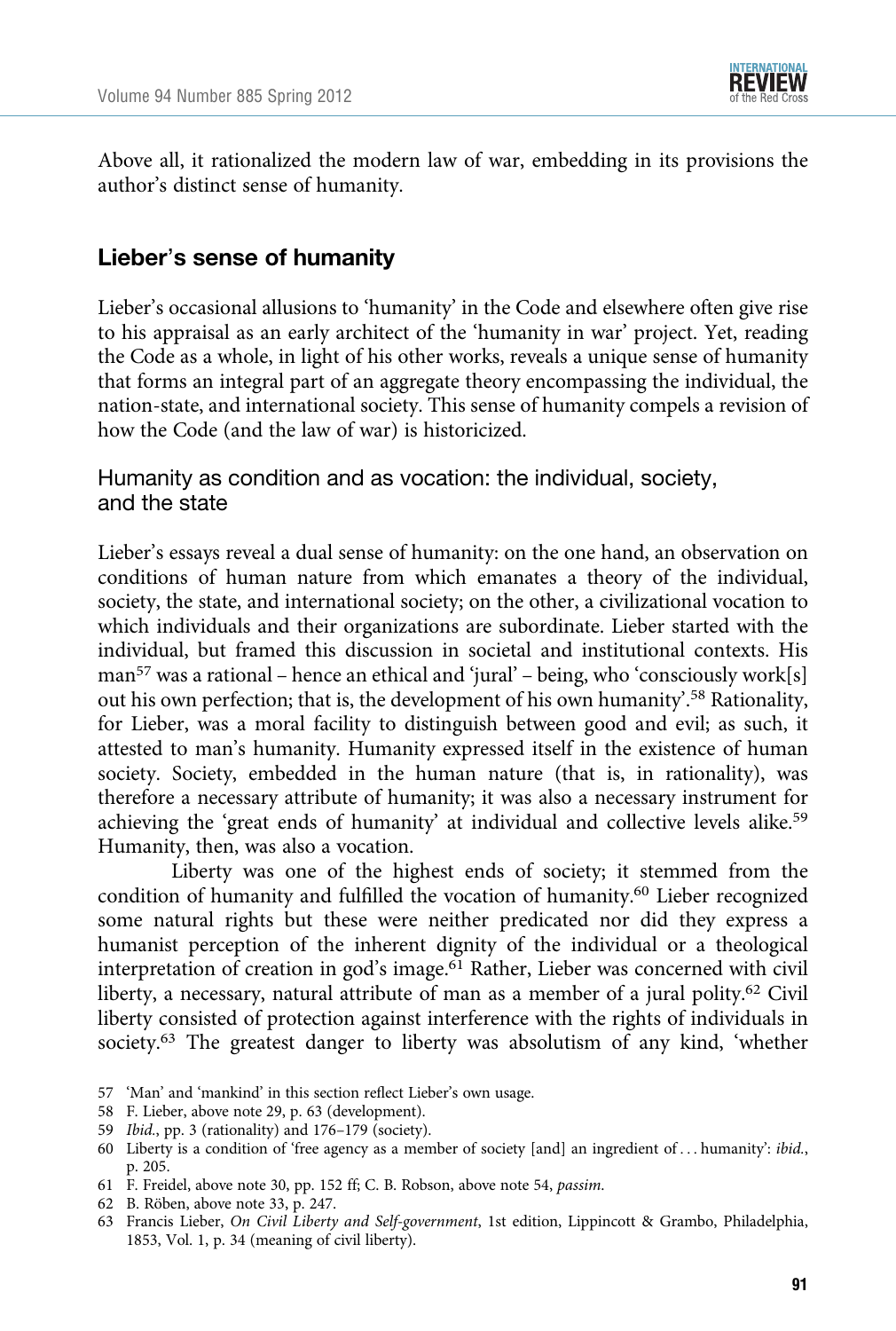Above all, it rationalized the modern law of war, embedding in its provisions the author's distinct sense of humanity.

## Lieber's sense of humanity

Lieber's occasional allusions to 'humanity' in the Code and elsewhere often give rise to his appraisal as an early architect of the 'humanity in war' project. Yet, reading the Code as a whole, in light of his other works, reveals a unique sense of humanity that forms an integral part of an aggregate theory encompassing the individual, the nation-state, and international society. This sense of humanity compels a revision of how the Code (and the law of war) is historicized.

### Humanity as condition and as vocation: the individual, society, and the state

Lieber's essays reveal a dual sense of humanity: on the one hand, an observation on conditions of human nature from which emanates a theory of the individual, society, the state, and international society; on the other, a civilizational vocation to which individuals and their organizations are subordinate. Lieber started with the individual, but framed this discussion in societal and institutional contexts. His man[57] was a rational – hence an ethical and 'jural' – being, who 'consciously work[s] out his own perfection; that is, the development of his own humanity'.[58] Rationality, for Lieber, was a moral facility to distinguish between good and evil; as such, it attested to man's humanity. Humanity expressed itself in the existence of human society. Society, embedded in the human nature (that is, in rationality), was therefore a necessary attribute of humanity; it was also a necessary instrument for achieving the 'great ends of humanity' at individual and collective levels alike.[59] Humanity, then, was also a vocation.

Liberty was one of the highest ends of society; it stemmed from the condition of humanity and fulfilled the vocation of humanity.[60] Lieber recognized some natural rights but these were neither predicated nor did they express a humanist perception of the inherent dignity of the individual or a theological interpretation of creation in god's image.[61] Rather, Lieber was concerned with civil liberty, a necessary, natural attribute of man as a member of a jural polity.[62] Civil liberty consisted of protection against interference with the rights of individuals in society.[63] The greatest danger to liberty was absolutism of any kind, 'whether

57 'Man' and 'mankind' in this section reflect Lieber's own usage.

58 F. Lieber, above note 29, p. 63 (development).

59 *Ibid.*, pp. 3 (rationality) and 176–179 (society).

60 Liberty is a condition of 'free agency as a member of society [and] an ingredient of . . . humanity': *ibid.*, p. 205.

61 F. Freidel, above note 30, pp. 152 ff; C. B. Robson, above note 54, *passim*.

62 B. Röben, above note 33, p. 247.

63 Francis Lieber, *On Civil Liberty and Self-government*, 1st edition, Lippincott & Grambo, Philadelphia, 1853, Vol. 1, p. 34 (meaning of civil liberty).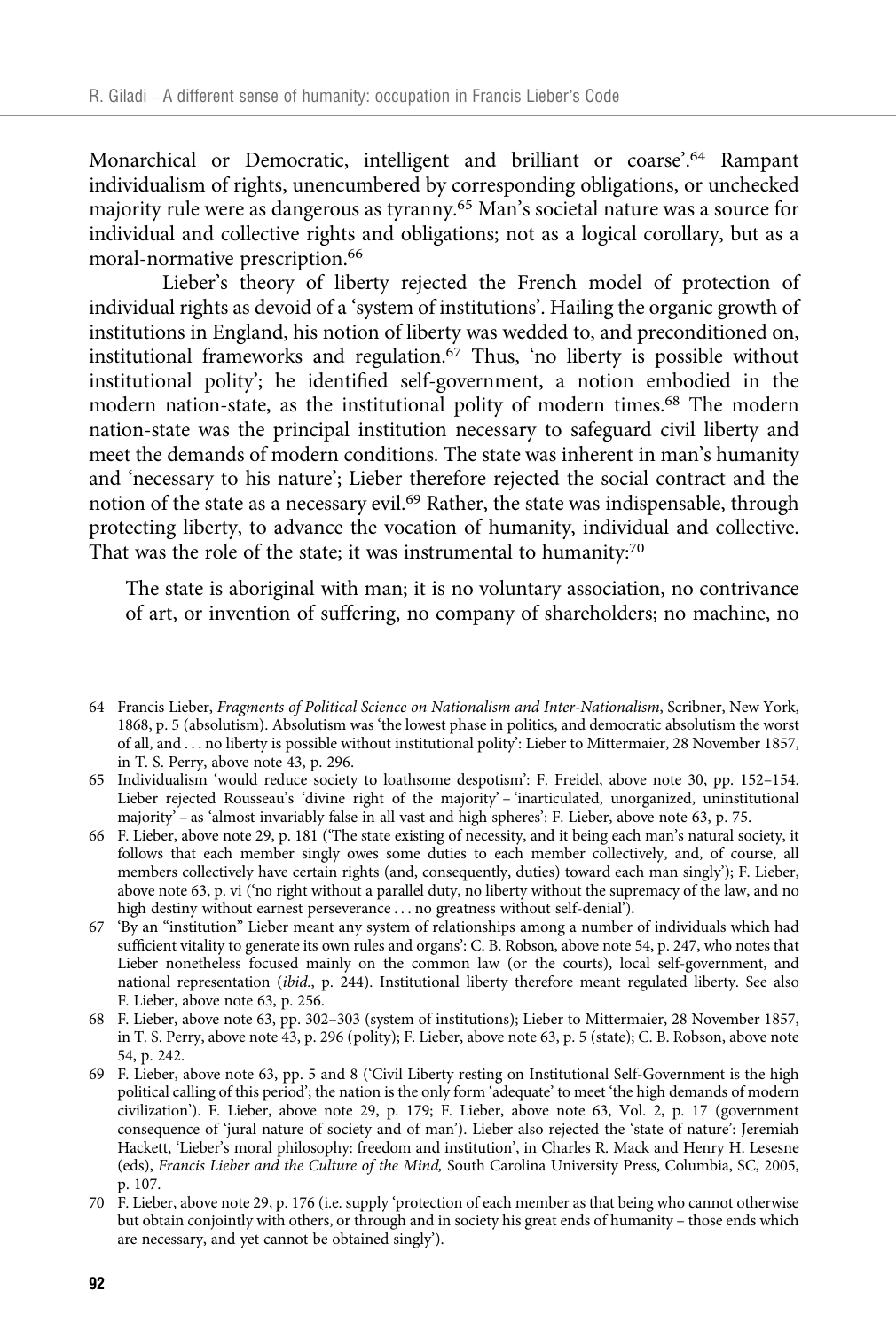Monarchical or Democratic, intelligent and brilliant or coarse'.[64] Rampant individualism of rights, unencumbered by corresponding obligations, or unchecked majority rule were as dangerous as tyranny.[65] Man's societal nature was a source for individual and collective rights and obligations; not as a logical corollary, but as a moral-normative prescription.[66]

Lieber's theory of liberty rejected the French model of protection of individual rights as devoid of a 'system of institutions'. Hailing the organic growth of institutions in England, his notion of liberty was wedded to, and preconditioned on, institutional frameworks and regulation.[67] Thus, 'no liberty is possible without institutional polity'; he identified self-government, a notion embodied in the modern nation-state, as the institutional polity of modern times.[68] The modern nation-state was the principal institution necessary to safeguard civil liberty and meet the demands of modern conditions. The state was inherent in man's humanity and 'necessary to his nature'; Lieber therefore rejected the social contract and the notion of the state as a necessary evil.[69] Rather, the state was indispensable, through protecting liberty, to advance the vocation of humanity, individual and collective. That was the role of the state; it was instrumental to humanity:[70]

> The state is aboriginal with man; it is no voluntary association, no contrivance of art, or invention of suffering, no company of shareholders; no machine, no

64 Francis Lieber, *Fragments of Political Science on Nationalism and Inter-Nationalism*, Scribner, New York, 1868, p. 5 (absolutism). Absolutism was 'the lowest phase in politics, and democratic absolutism the worst of all, and . . . no liberty is possible without institutional polity': Lieber to Mittermaier, 28 November 1857, in T. S. Perry, above note 43, p. 296.

65 Individualism 'would reduce society to loathsome despotism': F. Freidel, above note 30, pp. 152–154. Lieber rejected Rousseau's 'divine right of the majority' – 'inarticulated, unorganized, uninstitutional majority' – as 'almost invariably false in all vast and high spheres': F. Lieber, above note 63, p. 75.

66 F. Lieber, above note 29, p. 181 ('The state existing of necessity, and it being each man's natural society, it follows that each member singly owes some duties to each member collectively, and, of course, all members collectively have certain rights (and, consequently, duties) toward each man singly'); F. Lieber, above note 63, p. vi ('no right without a parallel duty, no liberty without the supremacy of the law, and no high destiny without earnest perseverance . . . no greatness without self-denial').

67 'By an "institution" Lieber meant any system of relationships among a number of individuals which had sufficient vitality to generate its own rules and organs': C. B. Robson, above note 54, p. 247, who notes that Lieber nonetheless focused mainly on the common law (or the courts), local self-government, and national representation (*ibid*., p. 244). Institutional liberty therefore meant regulated liberty. See also F. Lieber, above note 63, p. 256.

68 F. Lieber, above note 63, pp. 302–303 (system of institutions); Lieber to Mittermaier, 28 November 1857, in T. S. Perry, above note 43, p. 296 (polity); F. Lieber, above note 63, p. 5 (state); C. B. Robson, above note 54, p. 242.

69 F. Lieber, above note 63, pp. 5 and 8 ('Civil Liberty resting on Institutional Self-Government is the high political calling of this period'; the nation is the only form 'adequate' to meet 'the high demands of modern civilization'). F. Lieber, above note 29, p. 179; F. Lieber, above note 63, Vol. 2, p. 17 (government consequence of 'jural nature of society and of man'). Lieber also rejected the 'state of nature': Jeremiah Hackett, 'Lieber's moral philosophy: freedom and institution', in Charles R. Mack and Henry H. Lesesne (eds), *Francis Lieber and the Culture of the Mind,* South Carolina University Press, Columbia, SC, 2005, p. 107.

70 F. Lieber, above note 29, p. 176 (i.e. supply 'protection of each member as that being who cannot otherwise but obtain conjointly with others, or through and in society his great ends of humanity – those ends which are necessary, and yet cannot be obtained singly').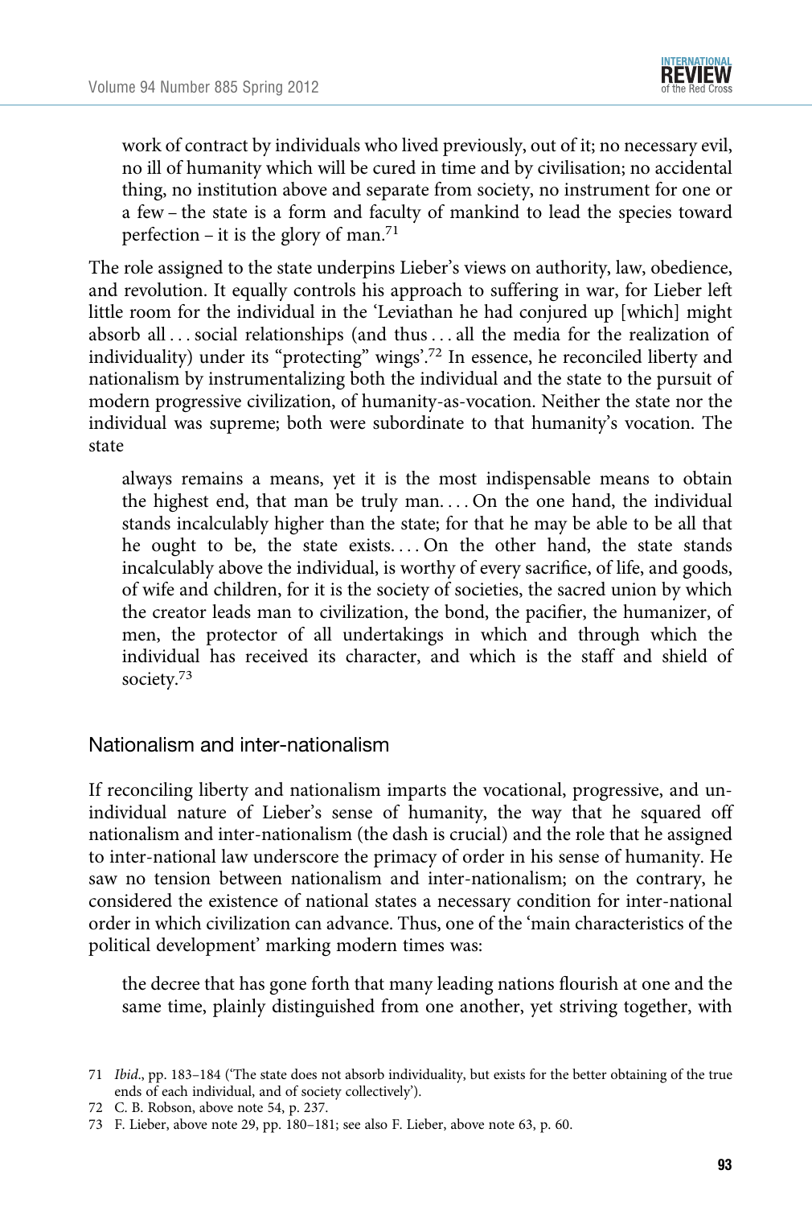> work of contract by individuals who lived previously, out of it; no necessary evil, no ill of humanity which will be cured in time and by civilisation; no accidental thing, no institution above and separate from society, no instrument for one or a few – the state is a form and faculty of mankind to lead the species toward perfection – it is the glory of man.[71]

The role assigned to the state underpins Lieber's views on authority, law, obedience, and revolution. It equally controls his approach to suffering in war, for Lieber left little room for the individual in the 'Leviathan he had conjured up [which] might absorb all . . . social relationships (and thus . . . all the media for the realization of individuality) under its "protecting" wings'.[72] In essence, he reconciled liberty and nationalism by instrumentalizing both the individual and the state to the pursuit of modern progressive civilization, of humanity-as-vocation. Neither the state nor the individual was supreme; both were subordinate to that humanity's vocation. The state

> always remains a means, yet it is the most indispensable means to obtain the highest end, that man be truly man. . . . On the one hand, the individual stands incalculably higher than the state; for that he may be able to be all that he ought to be, the state exists. . . . On the other hand, the state stands incalculably above the individual, is worthy of every sacrifice, of life, and goods, of wife and children, for it is the society of societies, the sacred union by which the creator leads man to civilization, the bond, the pacifier, the humanizer, of men, the protector of all undertakings in which and through which the individual has received its character, and which is the staff and shield of society.[73]

## Nationalism and inter-nationalism

If reconciling liberty and nationalism imparts the vocational, progressive, and un-individual nature of Lieber's sense of humanity, the way that he squared off nationalism and inter-nationalism (the dash is crucial) and the role that he assigned to inter-national law underscore the primacy of order in his sense of humanity. He saw no tension between nationalism and inter-nationalism; on the contrary, he considered the existence of national states a necessary condition for inter-national order in which civilization can advance. Thus, one of the 'main characteristics of the political development' marking modern times was:

> the decree that has gone forth that many leading nations flourish at one and the same time, plainly distinguished from one another, yet striving together, with

71 *Ibid*., pp. 183–184 ('The state does not absorb individuality, but exists for the better obtaining of the true ends of each individual, and of society collectively').

72 C. B. Robson, above note 54, p. 237.

73 F. Lieber, above note 29, pp. 180–181; see also F. Lieber, above note 63, p. 60.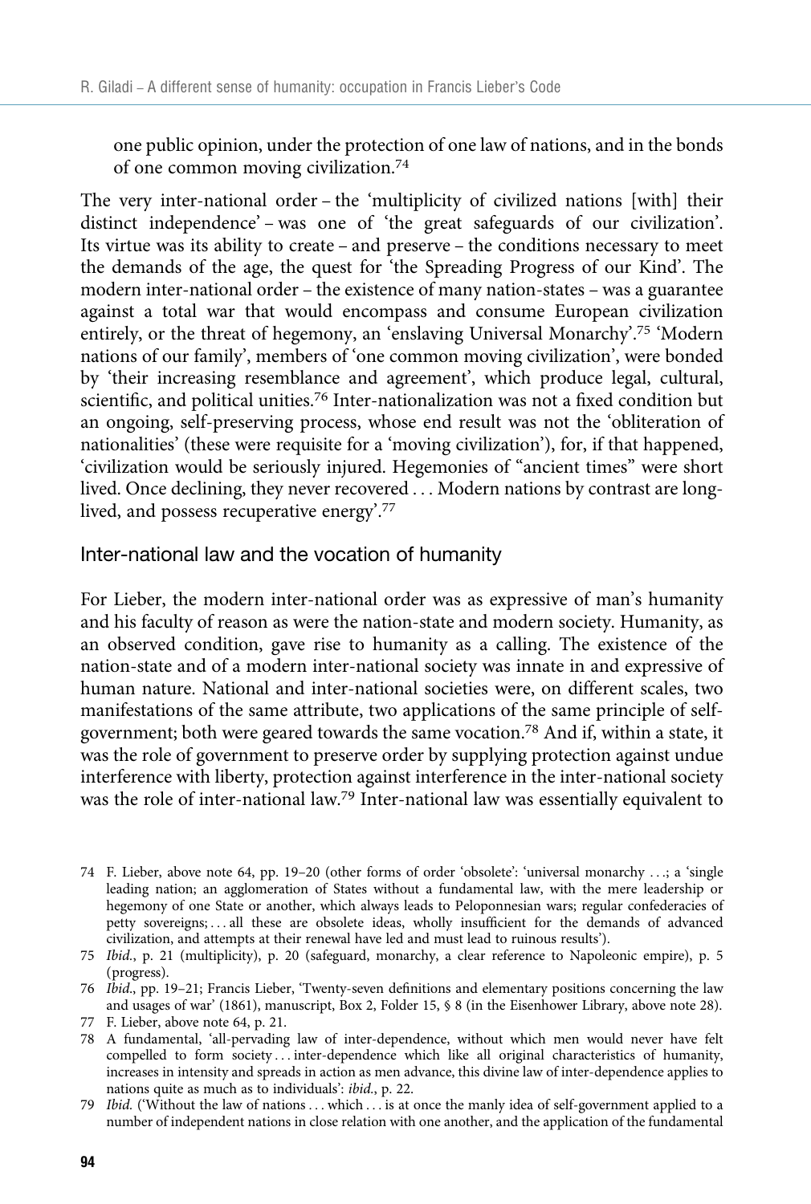one public opinion, under the protection of one law of nations, and in the bonds of one common moving civilization.[74]

The very inter-national order – the 'multiplicity of civilized nations [with] their distinct independence' – was one of 'the great safeguards of our civilization'. Its virtue was its ability to create – and preserve – the conditions necessary to meet the demands of the age, the quest for 'the Spreading Progress of our Kind'. The modern inter-national order – the existence of many nation-states – was a guarantee against a total war that would encompass and consume European civilization entirely, or the threat of hegemony, an 'enslaving Universal Monarchy'.[75] 'Modern nations of our family', members of 'one common moving civilization', were bonded by 'their increasing resemblance and agreement', which produce legal, cultural, scientific, and political unities.[76] Inter-nationalization was not a fixed condition but an ongoing, self-preserving process, whose end result was not the 'obliteration of nationalities' (these were requisite for a 'moving civilization'), for, if that happened, 'civilization would be seriously injured. Hegemonies of "ancient times" were short lived. Once declining, they never recovered . . . Modern nations by contrast are long-lived, and possess recuperative energy'.[77]

## Inter-national law and the vocation of humanity

For Lieber, the modern inter-national order was as expressive of man's humanity and his faculty of reason as were the nation-state and modern society. Humanity, as an observed condition, gave rise to humanity as a calling. The existence of the nation-state and of a modern inter-national society was innate in and expressive of human nature. National and inter-national societies were, on different scales, two manifestations of the same attribute, two applications of the same principle of self-government; both were geared towards the same vocation.[78] And if, within a state, it was the role of government to preserve order by supplying protection against undue interference with liberty, protection against interference in the inter-national society was the role of inter-national law.[79] Inter-national law was essentially equivalent to

---

74 F. Lieber, above note 64, pp. 19–20 (other forms of order 'obsolete': 'universal monarchy . . .; a 'single leading nation; an agglomeration of States without a fundamental law, with the mere leadership or hegemony of one State or another, which always leads to Peloponnesian wars; regular confederacies of petty sovereigns; . . . all these are obsolete ideas, wholly insufficient for the demands of advanced civilization, and attempts at their renewal have led and must lead to ruinous results').

75 *Ibid.*, p. 21 (multiplicity), p. 20 (safeguard, monarchy, a clear reference to Napoleonic empire), p. 5 (progress).

76 *Ibid.*, pp. 19–21; Francis Lieber, 'Twenty-seven definitions and elementary positions concerning the law and usages of war' (1861), manuscript, Box 2, Folder 15, § 8 (in the Eisenhower Library, above note 28).

77 F. Lieber, above note 64, p. 21.

78 A fundamental, 'all-pervading law of inter-dependence, without which men would never have felt compelled to form society . . . inter-dependence which like all original characteristics of humanity, increases in intensity and spreads in action as men advance, this divine law of inter-dependence applies to nations quite as much as to individuals': *ibid.*, p. 22.

79 *Ibid.* ('Without the law of nations . . . which . . . is at once the manly idea of self-government applied to a number of independent nations in close relation with one another, and the application of the fundamental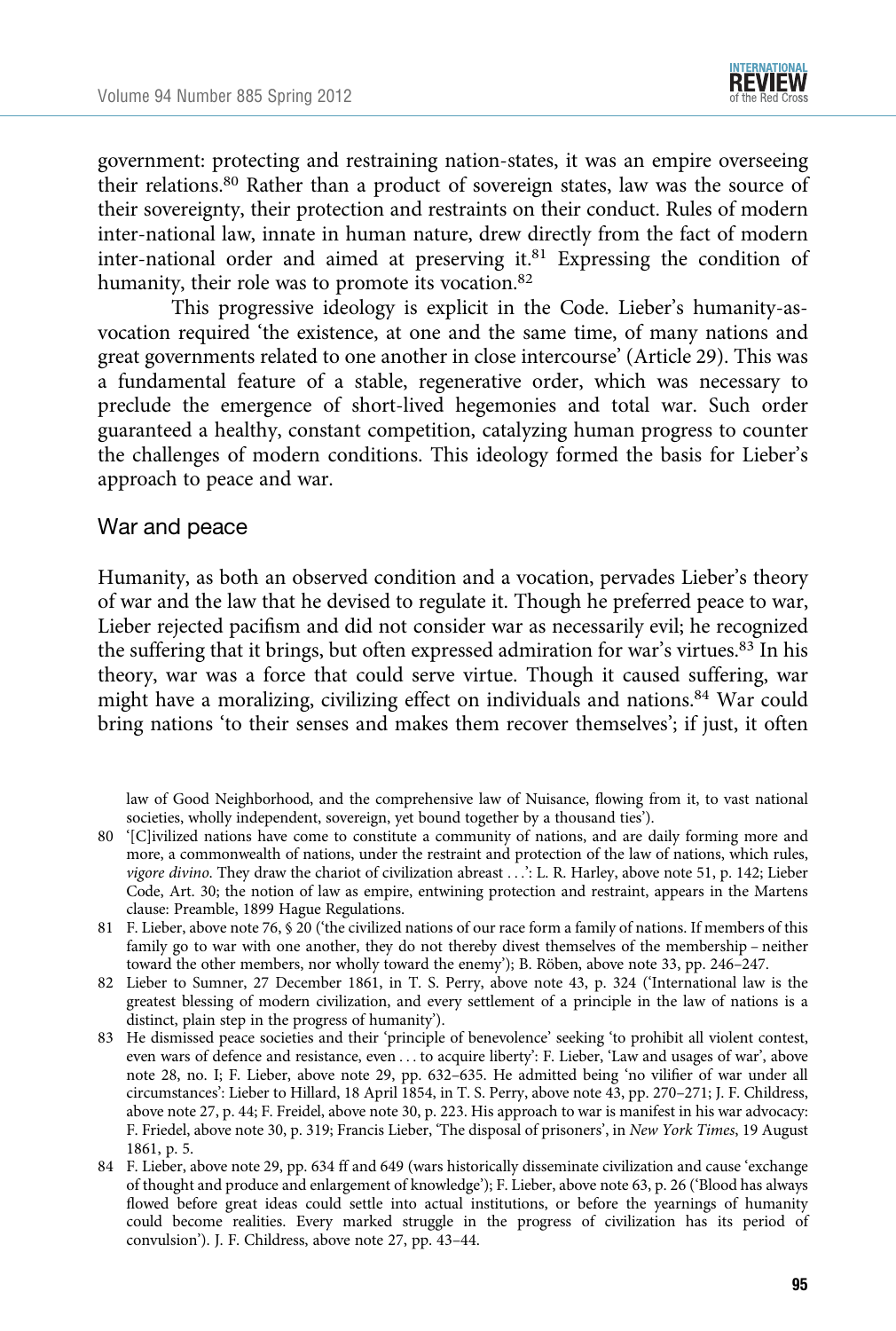government: protecting and restraining nation-states, it was an empire overseeing their relations.[80] Rather than a product of sovereign states, law was the source of their sovereignty, their protection and restraints on their conduct. Rules of modern inter-national law, innate in human nature, drew directly from the fact of modern inter-national order and aimed at preserving it.[81] Expressing the condition of humanity, their role was to promote its vocation.[82]

This progressive ideology is explicit in the Code. Lieber's humanity-as-vocation required 'the existence, at one and the same time, of many nations and great governments related to one another in close intercourse' (Article 29). This was a fundamental feature of a stable, regenerative order, which was necessary to preclude the emergence of short-lived hegemonies and total war. Such order guaranteed a healthy, constant competition, catalyzing human progress to counter the challenges of modern conditions. This ideology formed the basis for Lieber's approach to peace and war.

## War and peace

Humanity, as both an observed condition and a vocation, pervades Lieber's theory of war and the law that he devised to regulate it. Though he preferred peace to war, Lieber rejected pacifism and did not consider war as necessarily evil; he recognized the suffering that it brings, but often expressed admiration for war's virtues.[83] In his theory, war was a force that could serve virtue. Though it caused suffering, war might have a moralizing, civilizing effect on individuals and nations.[84] War could bring nations 'to their senses and makes them recover themselves'; if just, it often

law of Good Neighborhood, and the comprehensive law of Nuisance, flowing from it, to vast national societies, wholly independent, sovereign, yet bound together by a thousand ties').

80 '[C]ivilized nations have come to constitute a community of nations, and are daily forming more and more, a commonwealth of nations, under the restraint and protection of the law of nations, which rules, *vigore divino*. They draw the chariot of civilization abreast . . .': L. R. Harley, above note 51, p. 142; Lieber Code, Art. 30; the notion of law as empire, entwining protection and restraint, appears in the Martens clause: Preamble, 1899 Hague Regulations.

81 F. Lieber, above note 76, § 20 ('the civilized nations of our race form a family of nations. If members of this family go to war with one another, they do not thereby divest themselves of the membership – neither toward the other members, nor wholly toward the enemy'); B. Röben, above note 33, pp. 246–247.

82 Lieber to Sumner, 27 December 1861, in T. S. Perry, above note 43, p. 324 ('International law is the greatest blessing of modern civilization, and every settlement of a principle in the law of nations is a distinct, plain step in the progress of humanity').

83 He dismissed peace societies and their 'principle of benevolence' seeking 'to prohibit all violent contest, even wars of defence and resistance, even . . . to acquire liberty': F. Lieber, 'Law and usages of war', above note 28, no. I; F. Lieber, above note 29, pp. 632–635. He admitted being 'no vilifier of war under all circumstances': Lieber to Hillard, 18 April 1854, in T. S. Perry, above note 43, pp. 270–271; J. F. Childress, above note 27, p. 44; F. Freidel, above note 30, p. 223. His approach to war is manifest in his war advocacy: F. Friedel, above note 30, p. 319; Francis Lieber, 'The disposal of prisoners', in *New York Times*, 19 August 1861, p. 5.

84 F. Lieber, above note 29, pp. 634 ff and 649 (wars historically disseminate civilization and cause 'exchange of thought and produce and enlargement of knowledge'); F. Lieber, above note 63, p. 26 ('Blood has always flowed before great ideas could settle into actual institutions, or before the yearnings of humanity could become realities. Every marked struggle in the progress of civilization has its period of convulsion'). J. F. Childress, above note 27, pp. 43–44.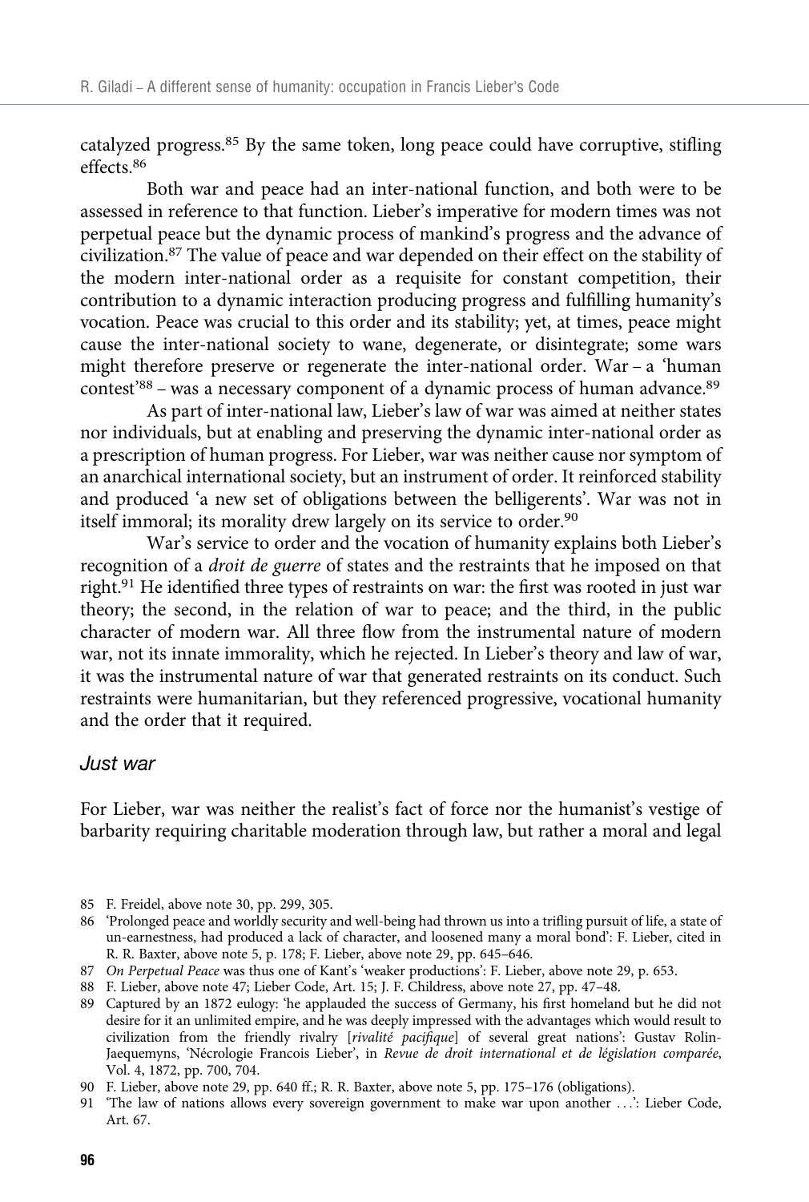catalyzed progress.[85] By the same token, long peace could have corruptive, stifling effects.[86]

Both war and peace had an inter-national function, and both were to be assessed in reference to that function. Lieber's imperative for modern times was not perpetual peace but the dynamic process of mankind's progress and the advance of civilization.[87] The value of peace and war depended on their effect on the stability of the modern inter-national order as a requisite for constant competition, their contribution to a dynamic interaction producing progress and fulfilling humanity's vocation. Peace was crucial to this order and its stability; yet, at times, peace might cause the inter-national society to wane, degenerate, or disintegrate; some wars might therefore preserve or regenerate the inter-national order. War – a 'human contest'[88] – was a necessary component of a dynamic process of human advance.[89]

As part of inter-national law, Lieber's law of war was aimed at neither states nor individuals, but at enabling and preserving the dynamic inter-national order as a prescription of human progress. For Lieber, war was neither cause nor symptom of an anarchical international society, but an instrument of order. It reinforced stability and produced 'a new set of obligations between the belligerents'. War was not in itself immoral; its morality drew largely on its service to order.[90]

War's service to order and the vocation of humanity explains both Lieber's recognition of a *droit de guerre* of states and the restraints that he imposed on that right.[91] He identified three types of restraints on war: the first was rooted in just war theory; the second, in the relation of war to peace; and the third, in the public character of modern war. All three flow from the instrumental nature of modern war, not its innate immorality, which he rejected. In Lieber's theory and law of war, it was the instrumental nature of war that generated restraints on its conduct. Such restraints were humanitarian, but they referenced progressive, vocational humanity and the order that it required.

### *Just war*

For Lieber, war was neither the realist's fact of force nor the humanist's vestige of barbarity requiring charitable moderation through law, but rather a moral and legal

85 F. Freidel, above note 30, pp. 299, 305.

86 'Prolonged peace and worldly security and well-being had thrown us into a trifling pursuit of life, a state of un-earnestness, had produced a lack of character, and loosened many a moral bond': F. Lieber, cited in R. R. Baxter, above note 5, p. 178; F. Lieber, above note 29, pp. 645–646.

87 *On Perpetual Peace* was thus one of Kant's 'weaker productions': F. Lieber, above note 29, p. 653.

88 F. Lieber, above note 47; Lieber Code, Art. 15; J. F. Childress, above note 27, pp. 47–48.

89 Captured by an 1872 eulogy: 'he applauded the success of Germany, his first homeland but he did not desire for it an unlimited empire, and he was deeply impressed with the advantages which would result to civilization from the friendly rivalry [*rivalité pacifique*] of several great nations': Gustav Rolin-Jaequemyns, 'Nécrologie Francois Lieber', in *Revue de droit international et de législation comparée*, Vol. 4, 1872, pp. 700, 704.

90 F. Lieber, above note 29, pp. 640 ff.; R. R. Baxter, above note 5, pp. 175–176 (obligations).

91 'The law of nations allows every sovereign government to make war upon another …': Lieber Code, Art. 67.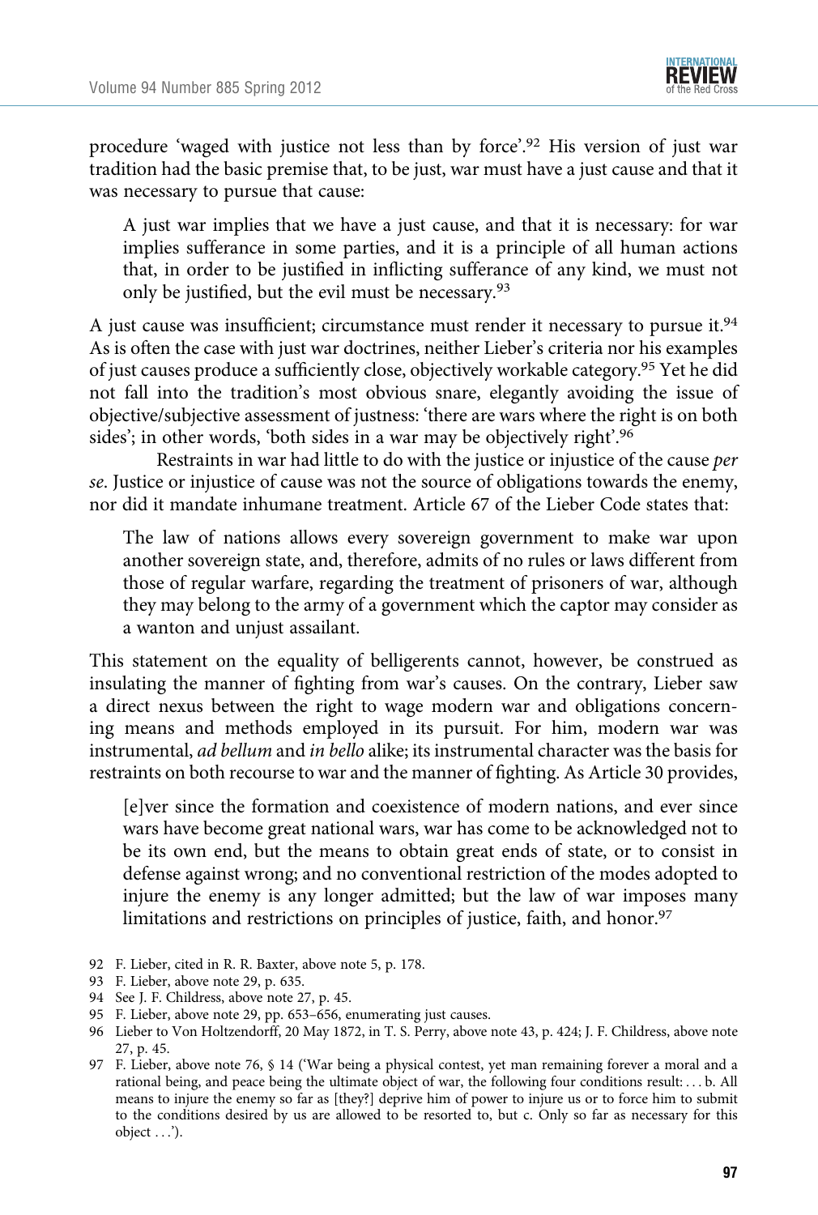procedure 'waged with justice not less than by force'.[92] His version of just war tradition had the basic premise that, to be just, war must have a just cause and that it was necessary to pursue that cause:

> A just war implies that we have a just cause, and that it is necessary: for war implies sufferance in some parties, and it is a principle of all human actions that, in order to be justified in inflicting sufferance of any kind, we must not only be justified, but the evil must be necessary.[93]

A just cause was insufficient; circumstance must render it necessary to pursue it.[94] As is often the case with just war doctrines, neither Lieber's criteria nor his examples of just causes produce a sufficiently close, objectively workable category.[95] Yet he did not fall into the tradition's most obvious snare, elegantly avoiding the issue of objective/subjective assessment of justness: 'there are wars where the right is on both sides'; in other words, 'both sides in a war may be objectively right'.[96]

Restraints in war had little to do with the justice or injustice of the cause *per se*. Justice or injustice of cause was not the source of obligations towards the enemy, nor did it mandate inhumane treatment. Article 67 of the Lieber Code states that:

> The law of nations allows every sovereign government to make war upon another sovereign state, and, therefore, admits of no rules or laws different from those of regular warfare, regarding the treatment of prisoners of war, although they may belong to the army of a government which the captor may consider as a wanton and unjust assailant.

This statement on the equality of belligerents cannot, however, be construed as insulating the manner of fighting from war's causes. On the contrary, Lieber saw a direct nexus between the right to wage modern war and obligations concerning means and methods employed in its pursuit. For him, modern war was instrumental, *ad bellum* and *in bello* alike; its instrumental character was the basis for restraints on both recourse to war and the manner of fighting. As Article 30 provides,

> [e]ver since the formation and coexistence of modern nations, and ever since wars have become great national wars, war has come to be acknowledged not to be its own end, but the means to obtain great ends of state, or to consist in defense against wrong; and no conventional restriction of the modes adopted to injure the enemy is any longer admitted; but the law of war imposes many limitations and restrictions on principles of justice, faith, and honor.[97]

92 F. Lieber, cited in R. R. Baxter, above note 5, p. 178.

93 F. Lieber, above note 29, p. 635.

94 See J. F. Childress, above note 27, p. 45.

95 F. Lieber, above note 29, pp. 653–656, enumerating just causes.

96 Lieber to Von Holtzendorff, 20 May 1872, in T. S. Perry, above note 43, p. 424; J. F. Childress, above note 27, p. 45.

97 F. Lieber, above note 76, § 14 ('War being a physical contest, yet man remaining forever a moral and a rational being, and peace being the ultimate object of war, the following four conditions result: . . . b. All means to injure the enemy so far as [they?] deprive him of power to injure us or to force him to submit to the conditions desired by us are allowed to be resorted to, but c. Only so far as necessary for this object . . .').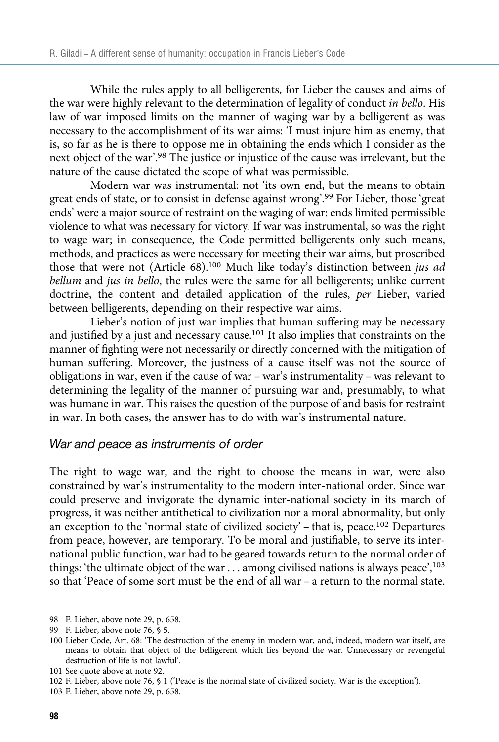While the rules apply to all belligerents, for Lieber the causes and aims of the war were highly relevant to the determination of legality of conduct *in bello*. His law of war imposed limits on the manner of waging war by a belligerent as was necessary to the accomplishment of its war aims: 'I must injure him as enemy, that is, so far as he is there to oppose me in obtaining the ends which I consider as the next object of the war'.[98] The justice or injustice of the cause was irrelevant, but the nature of the cause dictated the scope of what was permissible.

Modern war was instrumental: not 'its own end, but the means to obtain great ends of state, or to consist in defense against wrong'.[99] For Lieber, those 'great ends' were a major source of restraint on the waging of war: ends limited permissible violence to what was necessary for victory. If war was instrumental, so was the right to wage war; in consequence, the Code permitted belligerents only such means, methods, and practices as were necessary for meeting their war aims, but proscribed those that were not (Article 68).[100] Much like today's distinction between *jus ad bellum* and *jus in bello*, the rules were the same for all belligerents; unlike current doctrine, the content and detailed application of the rules, *per* Lieber, varied between belligerents, depending on their respective war aims.

Lieber's notion of just war implies that human suffering may be necessary and justified by a just and necessary cause.[101] It also implies that constraints on the manner of fighting were not necessarily or directly concerned with the mitigation of human suffering. Moreover, the justness of a cause itself was not the source of obligations in war, even if the cause of war – war's instrumentality – was relevant to determining the legality of the manner of pursuing war and, presumably, to what was humane in war. This raises the question of the purpose of and basis for restraint in war. In both cases, the answer has to do with war's instrumental nature.

### *War and peace as instruments of order*

The right to wage war, and the right to choose the means in war, were also constrained by war's instrumentality to the modern inter-national order. Since war could preserve and invigorate the dynamic inter-national society in its march of progress, it was neither antithetical to civilization nor a moral abnormality, but only an exception to the 'normal state of civilized society' – that is, peace.[102] Departures from peace, however, are temporary. To be moral and justifiable, to serve its inter-national public function, war had to be geared towards return to the normal order of things: 'the ultimate object of the war . . . among civilised nations is always peace',[103] so that 'Peace of some sort must be the end of all war – a return to the normal state.

98 F. Lieber, above note 29, p. 658.

99 F. Lieber, above note 76, § 5.

100 Lieber Code, Art. 68: 'The destruction of the enemy in modern war, and, indeed, modern war itself, are means to obtain that object of the belligerent which lies beyond the war. Unnecessary or revengeful destruction of life is not lawful'.

101 See quote above at note 92.

102 F. Lieber, above note 76, § 1 ('Peace is the normal state of civilized society. War is the exception').

103 F. Lieber, above note 29, p. 658.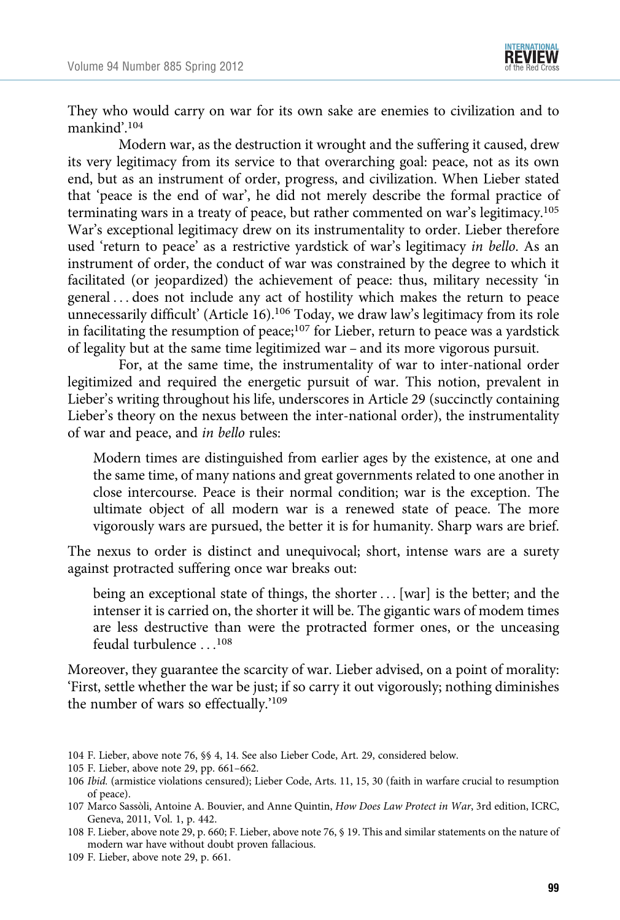They who would carry on war for its own sake are enemies to civilization and to mankind'.[104]

Modern war, as the destruction it wrought and the suffering it caused, drew its very legitimacy from its service to that overarching goal: peace, not as its own end, but as an instrument of order, progress, and civilization. When Lieber stated that 'peace is the end of war', he did not merely describe the formal practice of terminating wars in a treaty of peace, but rather commented on war's legitimacy.[105] War's exceptional legitimacy drew on its instrumentality to order. Lieber therefore used 'return to peace' as a restrictive yardstick of war's legitimacy *in bello*. As an instrument of order, the conduct of war was constrained by the degree to which it facilitated (or jeopardized) the achievement of peace: thus, military necessity 'in general . . . does not include any act of hostility which makes the return to peace unnecessarily difficult' (Article 16).[106] Today, we draw law's legitimacy from its role in facilitating the resumption of peace;[107] for Lieber, return to peace was a yardstick of legality but at the same time legitimized war – and its more vigorous pursuit.

For, at the same time, the instrumentality of war to inter-national order legitimized and required the energetic pursuit of war. This notion, prevalent in Lieber's writing throughout his life, underscores in Article 29 (succinctly containing Lieber's theory on the nexus between the inter-national order), the instrumentality of war and peace, and *in bello* rules:

> Modern times are distinguished from earlier ages by the existence, at one and the same time, of many nations and great governments related to one another in close intercourse. Peace is their normal condition; war is the exception. The ultimate object of all modern war is a renewed state of peace. The more vigorously wars are pursued, the better it is for humanity. Sharp wars are brief.

The nexus to order is distinct and unequivocal; short, intense wars are a surety against protracted suffering once war breaks out:

> being an exceptional state of things, the shorter . . . [war] is the better; and the intenser it is carried on, the shorter it will be. The gigantic wars of modem times are less destructive than were the protracted former ones, or the unceasing feudal turbulence . . .[108]

Moreover, they guarantee the scarcity of war. Lieber advised, on a point of morality: 'First, settle whether the war be just; if so carry it out vigorously; nothing diminishes the number of wars so effectually.'[109]

---

104 F. Lieber, above note 76, §§ 4, 14. See also Lieber Code, Art. 29, considered below.

105 F. Lieber, above note 29, pp. 661–662.

106 *Ibid.* (armistice violations censured); Lieber Code, Arts. 11, 15, 30 (faith in warfare crucial to resumption of peace).

107 Marco Sassòli, Antoine A. Bouvier, and Anne Quintin, *How Does Law Protect in War*, 3rd edition, ICRC, Geneva, 2011, Vol. 1, p. 442.

108 F. Lieber, above note 29, p. 660; F. Lieber, above note 76, § 19. This and similar statements on the nature of modern war have without doubt proven fallacious.

109 F. Lieber, above note 29, p. 661.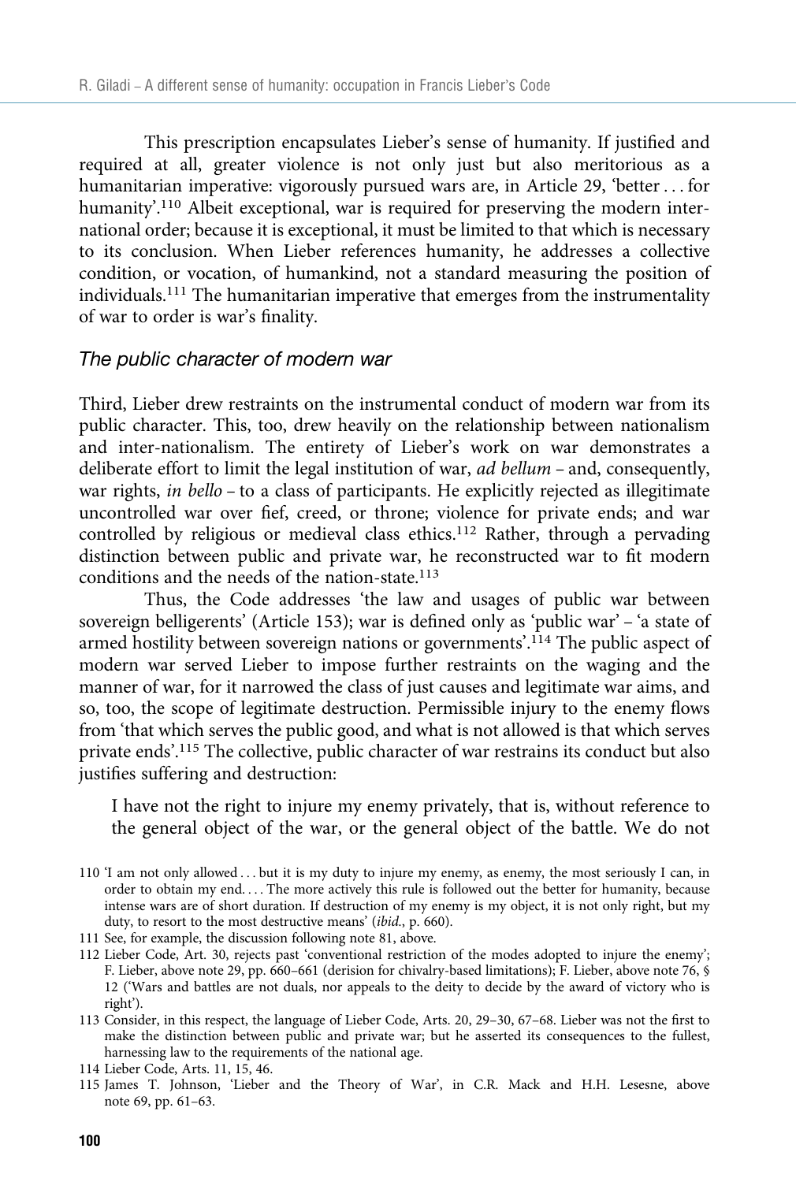This prescription encapsulates Lieber's sense of humanity. If justified and required at all, greater violence is not only just but also meritorious as a humanitarian imperative: vigorously pursued wars are, in Article 29, 'better . . . for humanity'.[110] Albeit exceptional, war is required for preserving the modern international order; because it is exceptional, it must be limited to that which is necessary to its conclusion. When Lieber references humanity, he addresses a collective condition, or vocation, of humankind, not a standard measuring the position of individuals.[111] The humanitarian imperative that emerges from the instrumentality of war to order is war's finality.

### *The public character of modern war*

Third, Lieber drew restraints on the instrumental conduct of modern war from its public character. This, too, drew heavily on the relationship between nationalism and inter-nationalism. The entirety of Lieber's work on war demonstrates a deliberate effort to limit the legal institution of war, *ad bellum* – and, consequently, war rights, *in bello* – to a class of participants. He explicitly rejected as illegitimate uncontrolled war over fief, creed, or throne; violence for private ends; and war controlled by religious or medieval class ethics.[112] Rather, through a pervading distinction between public and private war, he reconstructed war to fit modern conditions and the needs of the nation-state.[113]

Thus, the Code addresses 'the law and usages of public war between sovereign belligerents' (Article 153); war is defined only as 'public war' – 'a state of armed hostility between sovereign nations or governments'.[114] The public aspect of modern war served Lieber to impose further restraints on the waging and the manner of war, for it narrowed the class of just causes and legitimate war aims, and so, too, the scope of legitimate destruction. Permissible injury to the enemy flows from 'that which serves the public good, and what is not allowed is that which serves private ends'.[115] The collective, public character of war restrains its conduct but also justifies suffering and destruction:

> I have not the right to injure my enemy privately, that is, without reference to the general object of the war, or the general object of the battle. We do not

110 'I am not only allowed . . . but it is my duty to injure my enemy, as enemy, the most seriously I can, in order to obtain my end. . . . The more actively this rule is followed out the better for humanity, because intense wars are of short duration. If destruction of my enemy is my object, it is not only right, but my duty, to resort to the most destructive means' (*ibid.*, p. 660).

111 See, for example, the discussion following note 81, above.

112 Lieber Code, Art. 30, rejects past 'conventional restriction of the modes adopted to injure the enemy'; F. Lieber, above note 29, pp. 660–661 (derision for chivalry-based limitations); F. Lieber, above note 76, § 12 ('Wars and battles are not duals, nor appeals to the deity to decide by the award of victory who is right').

113 Consider, in this respect, the language of Lieber Code, Arts. 20, 29–30, 67–68. Lieber was not the first to make the distinction between public and private war; but he asserted its consequences to the fullest, harnessing law to the requirements of the national age.

114 Lieber Code, Arts. 11, 15, 46.

115 James T. Johnson, 'Lieber and the Theory of War', in C.R. Mack and H.H. Lesesne, above note 69, pp. 61–63.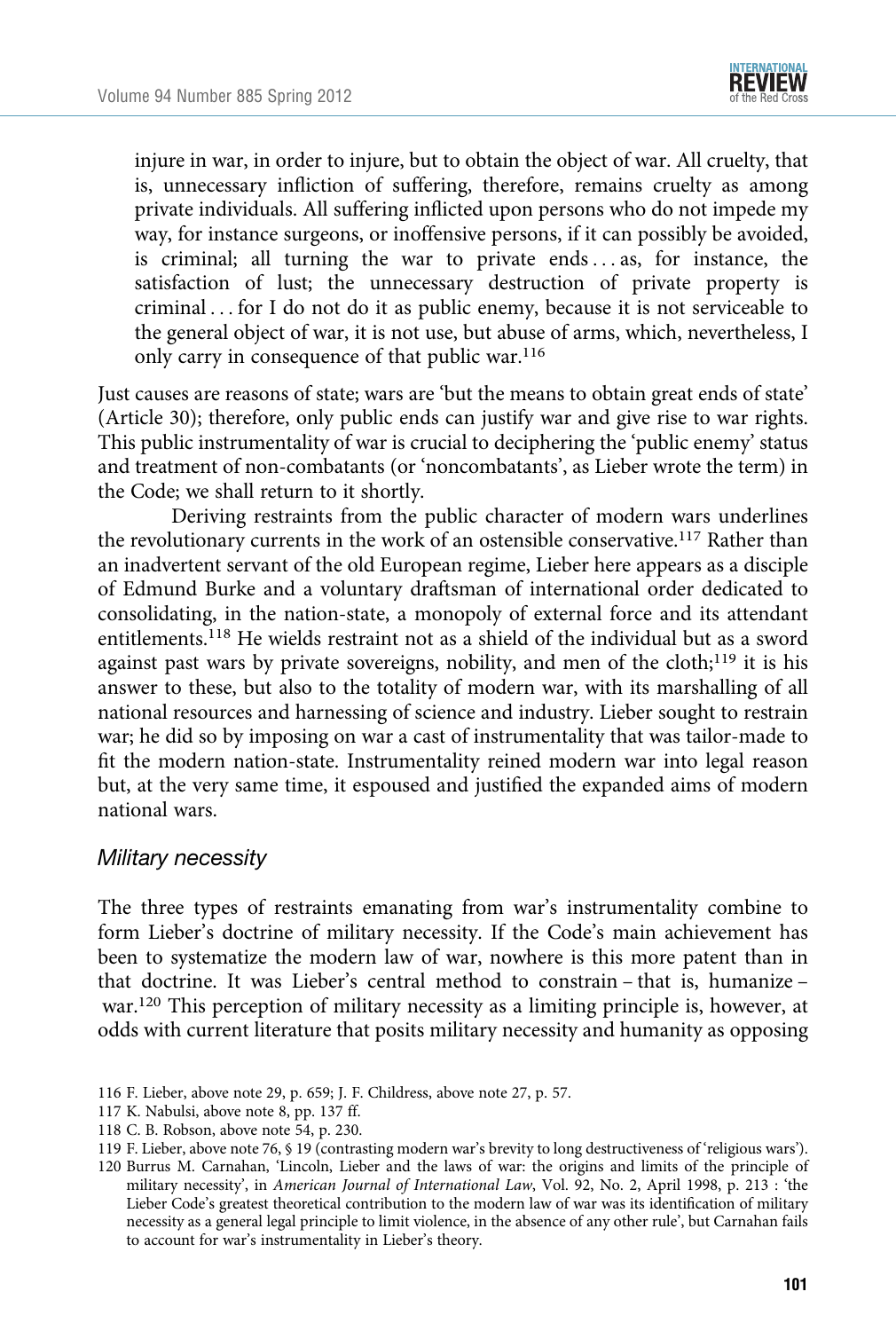> injure in war, in order to injure, but to obtain the object of war. All cruelty, that is, unnecessary infliction of suffering, therefore, remains cruelty as among private individuals. All suffering inflicted upon persons who do not impede my way, for instance surgeons, or inoffensive persons, if it can possibly be avoided, is criminal; all turning the war to private ends . . . as, for instance, the satisfaction of lust; the unnecessary destruction of private property is criminal . . . for I do not do it as public enemy, because it is not serviceable to the general object of war, it is not use, but abuse of arms, which, nevertheless, I only carry in consequence of that public war.[116]

Just causes are reasons of state; wars are 'but the means to obtain great ends of state' (Article 30); therefore, only public ends can justify war and give rise to war rights. This public instrumentality of war is crucial to deciphering the 'public enemy' status and treatment of non-combatants (or 'noncombatants', as Lieber wrote the term) in the Code; we shall return to it shortly.

Deriving restraints from the public character of modern wars underlines the revolutionary currents in the work of an ostensible conservative.[117] Rather than an inadvertent servant of the old European regime, Lieber here appears as a disciple of Edmund Burke and a voluntary draftsman of international order dedicated to consolidating, in the nation-state, a monopoly of external force and its attendant entitlements.[118] He wields restraint not as a shield of the individual but as a sword against past wars by private sovereigns, nobility, and men of the cloth;[119] it is his answer to these, but also to the totality of modern war, with its marshalling of all national resources and harnessing of science and industry. Lieber sought to restrain war; he did so by imposing on war a cast of instrumentality that was tailor-made to fit the modern nation-state. Instrumentality reined modern war into legal reason but, at the very same time, it espoused and justified the expanded aims of modern national wars.

### *Military necessity*

The three types of restraints emanating from war's instrumentality combine to form Lieber's doctrine of military necessity. If the Code's main achievement has been to systematize the modern law of war, nowhere is this more patent than in that doctrine. It was Lieber's central method to constrain – that is, humanize – war.[120] This perception of military necessity as a limiting principle is, however, at odds with current literature that posits military necessity and humanity as opposing

116 F. Lieber, above note 29, p. 659; J. F. Childress, above note 27, p. 57.

117 K. Nabulsi, above note 8, pp. 137 ff.

118 C. B. Robson, above note 54, p. 230.

119 F. Lieber, above note 76, § 19 (contrasting modern war's brevity to long destructiveness of 'religious wars').

120 Burrus M. Carnahan, 'Lincoln, Lieber and the laws of war: the origins and limits of the principle of military necessity', in *American Journal of International Law*, Vol. 92, No. 2, April 1998, p. 213 : 'the Lieber Code's greatest theoretical contribution to the modern law of war was its identification of military necessity as a general legal principle to limit violence, in the absence of any other rule', but Carnahan fails to account for war's instrumentality in Lieber's theory.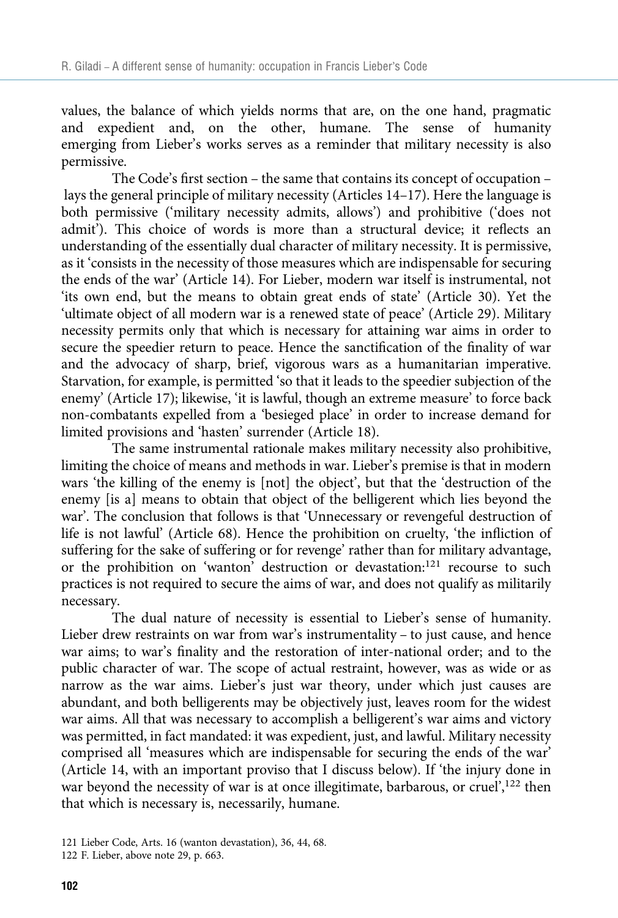values, the balance of which yields norms that are, on the one hand, pragmatic and expedient and, on the other, humane. The sense of humanity emerging from Lieber's works serves as a reminder that military necessity is also permissive.

The Code's first section – the same that contains its concept of occupation – lays the general principle of military necessity (Articles 14–17). Here the language is both permissive ('military necessity admits, allows') and prohibitive ('does not admit'). This choice of words is more than a structural device; it reflects an understanding of the essentially dual character of military necessity. It is permissive, as it 'consists in the necessity of those measures which are indispensable for securing the ends of the war' (Article 14). For Lieber, modern war itself is instrumental, not 'its own end, but the means to obtain great ends of state' (Article 30). Yet the 'ultimate object of all modern war is a renewed state of peace' (Article 29). Military necessity permits only that which is necessary for attaining war aims in order to secure the speedier return to peace. Hence the sanctification of the finality of war and the advocacy of sharp, brief, vigorous wars as a humanitarian imperative. Starvation, for example, is permitted 'so that it leads to the speedier subjection of the enemy' (Article 17); likewise, 'it is lawful, though an extreme measure' to force back non-combatants expelled from a 'besieged place' in order to increase demand for limited provisions and 'hasten' surrender (Article 18).

The same instrumental rationale makes military necessity also prohibitive, limiting the choice of means and methods in war. Lieber's premise is that in modern wars 'the killing of the enemy is [not] the object', but that the 'destruction of the enemy [is a] means to obtain that object of the belligerent which lies beyond the war'. The conclusion that follows is that 'Unnecessary or revengeful destruction of life is not lawful' (Article 68). Hence the prohibition on cruelty, 'the infliction of suffering for the sake of suffering or for revenge' rather than for military advantage, or the prohibition on 'wanton' destruction or devastation:[121] recourse to such practices is not required to secure the aims of war, and does not qualify as militarily necessary.

The dual nature of necessity is essential to Lieber's sense of humanity. Lieber drew restraints on war from war's instrumentality – to just cause, and hence war aims; to war's finality and the restoration of inter-national order; and to the public character of war. The scope of actual restraint, however, was as wide or as narrow as the war aims. Lieber's just war theory, under which just causes are abundant, and both belligerents may be objectively just, leaves room for the widest war aims. All that was necessary to accomplish a belligerent's war aims and victory was permitted, in fact mandated: it was expedient, just, and lawful. Military necessity comprised all 'measures which are indispensable for securing the ends of the war' (Article 14, with an important proviso that I discuss below). If 'the injury done in war beyond the necessity of war is at once illegitimate, barbarous, or cruel',[122] then that which is necessary is, necessarily, humane.

121 Lieber Code, Arts. 16 (wanton devastation), 36, 44, 68.

122 F. Lieber, above note 29, p. 663.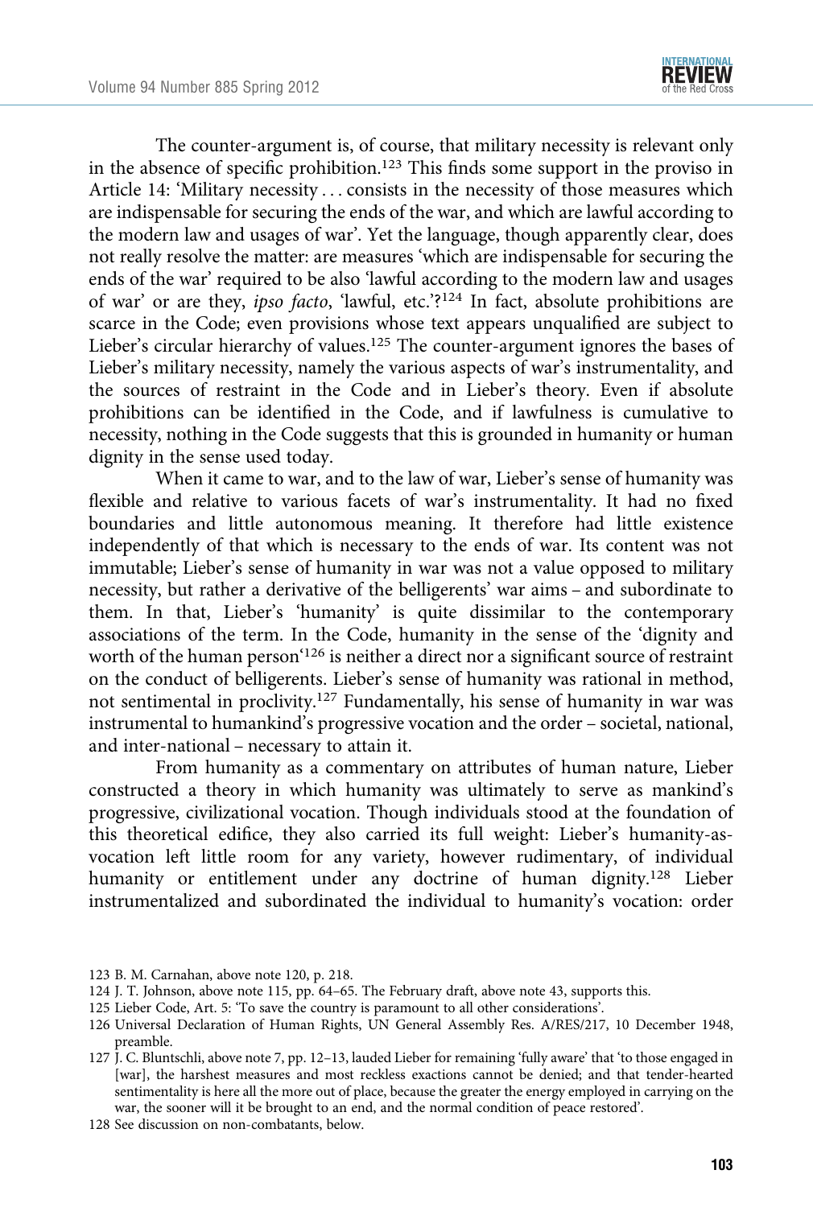The counter-argument is, of course, that military necessity is relevant only in the absence of specific prohibition.[123] This finds some support in the proviso in Article 14: 'Military necessity . . . consists in the necessity of those measures which are indispensable for securing the ends of the war, and which are lawful according to the modern law and usages of war'. Yet the language, though apparently clear, does not really resolve the matter: are measures 'which are indispensable for securing the ends of the war' required to be also 'lawful according to the modern law and usages of war' or are they, *ipso facto*, 'lawful, etc.'?[124] In fact, absolute prohibitions are scarce in the Code; even provisions whose text appears unqualified are subject to Lieber's circular hierarchy of values.[125] The counter-argument ignores the bases of Lieber's military necessity, namely the various aspects of war's instrumentality, and the sources of restraint in the Code and in Lieber's theory. Even if absolute prohibitions can be identified in the Code, and if lawfulness is cumulative to necessity, nothing in the Code suggests that this is grounded in humanity or human dignity in the sense used today.

When it came to war, and to the law of war, Lieber's sense of humanity was flexible and relative to various facets of war's instrumentality. It had no fixed boundaries and little autonomous meaning. It therefore had little existence independently of that which is necessary to the ends of war. Its content was not immutable; Lieber's sense of humanity in war was not a value opposed to military necessity, but rather a derivative of the belligerents' war aims – and subordinate to them. In that, Lieber's 'humanity' is quite dissimilar to the contemporary associations of the term. In the Code, humanity in the sense of the 'dignity and worth of the human person'[126] is neither a direct nor a significant source of restraint on the conduct of belligerents. Lieber's sense of humanity was rational in method, not sentimental in proclivity.[127] Fundamentally, his sense of humanity in war was instrumental to humankind's progressive vocation and the order – societal, national, and inter-national – necessary to attain it.

From humanity as a commentary on attributes of human nature, Lieber constructed a theory in which humanity was ultimately to serve as mankind's progressive, civilizational vocation. Though individuals stood at the foundation of this theoretical edifice, they also carried its full weight: Lieber's humanity-as-vocation left little room for any variety, however rudimentary, of individual humanity or entitlement under any doctrine of human dignity.[128] Lieber instrumentalized and subordinated the individual to humanity's vocation: order

123 B. M. Carnahan, above note 120, p. 218.

124 J. T. Johnson, above note 115, pp. 64–65. The February draft, above note 43, supports this.

125 Lieber Code, Art. 5: 'To save the country is paramount to all other considerations'.

126 Universal Declaration of Human Rights, UN General Assembly Res. A/RES/217, 10 December 1948, preamble.

127 J. C. Bluntschli, above note 7, pp. 12–13, lauded Lieber for remaining 'fully aware' that 'to those engaged in [war], the harshest measures and most reckless exactions cannot be denied; and that tender-hearted sentimentality is here all the more out of place, because the greater the energy employed in carrying on the war, the sooner will it be brought to an end, and the normal condition of peace restored'.

128 See discussion on non-combatants, below.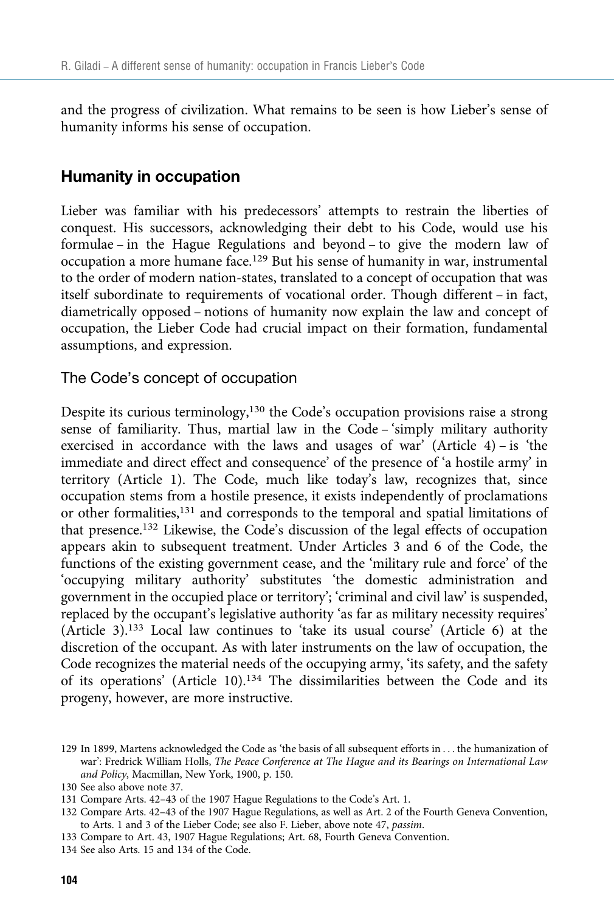and the progress of civilization. What remains to be seen is how Lieber's sense of humanity informs his sense of occupation.

## Humanity in occupation

Lieber was familiar with his predecessors' attempts to restrain the liberties of conquest. His successors, acknowledging their debt to his Code, would use his formulae – in the Hague Regulations and beyond – to give the modern law of occupation a more humane face.[129] But his sense of humanity in war, instrumental to the order of modern nation-states, translated to a concept of occupation that was itself subordinate to requirements of vocational order. Though different – in fact, diametrically opposed – notions of humanity now explain the law and concept of occupation, the Lieber Code had crucial impact on their formation, fundamental assumptions, and expression.

### The Code's concept of occupation

Despite its curious terminology,[130] the Code's occupation provisions raise a strong sense of familiarity. Thus, martial law in the Code – 'simply military authority exercised in accordance with the laws and usages of war' (Article 4) – is 'the immediate and direct effect and consequence' of the presence of 'a hostile army' in territory (Article 1). The Code, much like today's law, recognizes that, since occupation stems from a hostile presence, it exists independently of proclamations or other formalities,[131] and corresponds to the temporal and spatial limitations of that presence.[132] Likewise, the Code's discussion of the legal effects of occupation appears akin to subsequent treatment. Under Articles 3 and 6 of the Code, the functions of the existing government cease, and the 'military rule and force' of the 'occupying military authority' substitutes 'the domestic administration and government in the occupied place or territory'; 'criminal and civil law' is suspended, replaced by the occupant's legislative authority 'as far as military necessity requires' (Article 3).[133] Local law continues to 'take its usual course' (Article 6) at the discretion of the occupant. As with later instruments on the law of occupation, the Code recognizes the material needs of the occupying army, 'its safety, and the safety of its operations' (Article 10).[134] The dissimilarities between the Code and its progeny, however, are more instructive.

129 In 1899, Martens acknowledged the Code as 'the basis of all subsequent efforts in . . . the humanization of war': Fredrick William Holls, *The Peace Conference at The Hague and its Bearings on International Law and Policy*, Macmillan, New York, 1900, p. 150.

130 See also above note 37.

131 Compare Arts. 42–43 of the 1907 Hague Regulations to the Code's Art. 1.

132 Compare Arts. 42–43 of the 1907 Hague Regulations, as well as Art. 2 of the Fourth Geneva Convention, to Arts. 1 and 3 of the Lieber Code; see also F. Lieber, above note 47, *passim*.

133 Compare to Art. 43, 1907 Hague Regulations; Art. 68, Fourth Geneva Convention.

134 See also Arts. 15 and 134 of the Code.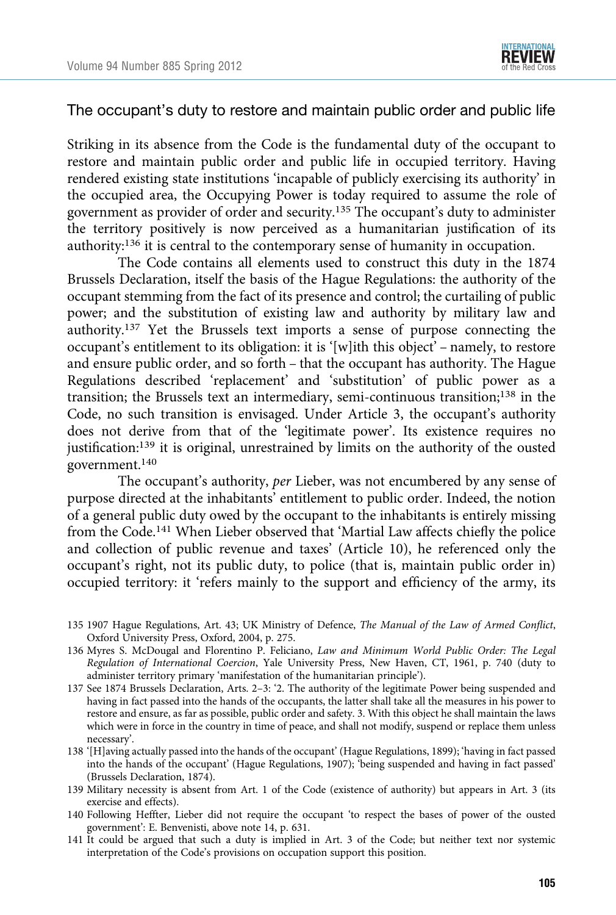### The occupant's duty to restore and maintain public order and public life

Striking in its absence from the Code is the fundamental duty of the occupant to restore and maintain public order and public life in occupied territory. Having rendered existing state institutions 'incapable of publicly exercising its authority' in the occupied area, the Occupying Power is today required to assume the role of government as provider of order and security.[135] The occupant's duty to administer the territory positively is now perceived as a humanitarian justification of its authority:[136] it is central to the contemporary sense of humanity in occupation.

The Code contains all elements used to construct this duty in the 1874 Brussels Declaration, itself the basis of the Hague Regulations: the authority of the occupant stemming from the fact of its presence and control; the curtailing of public power; and the substitution of existing law and authority by military law and authority.[137] Yet the Brussels text imports a sense of purpose connecting the occupant's entitlement to its obligation: it is '[w]ith this object' – namely, to restore and ensure public order, and so forth – that the occupant has authority. The Hague Regulations described 'replacement' and 'substitution' of public power as a transition; the Brussels text an intermediary, semi-continuous transition;[138] in the Code, no such transition is envisaged. Under Article 3, the occupant's authority does not derive from that of the 'legitimate power'. Its existence requires no justification:[139] it is original, unrestrained by limits on the authority of the ousted government.[140]

The occupant's authority, *per* Lieber, was not encumbered by any sense of purpose directed at the inhabitants' entitlement to public order. Indeed, the notion of a general public duty owed by the occupant to the inhabitants is entirely missing from the Code.[141] When Lieber observed that 'Martial Law affects chiefly the police and collection of public revenue and taxes' (Article 10), he referenced only the occupant's right, not its public duty, to police (that is, maintain public order in) occupied territory: it 'refers mainly to the support and efficiency of the army, its

135 1907 Hague Regulations, Art. 43; UK Ministry of Defence, *The Manual of the Law of Armed Conflict*, Oxford University Press, Oxford, 2004, p. 275.

136 Myres S. McDougal and Florentino P. Feliciano, *Law and Minimum World Public Order: The Legal Regulation of International Coercion*, Yale University Press, New Haven, CT, 1961, p. 740 (duty to administer territory primary 'manifestation of the humanitarian principle').

137 See 1874 Brussels Declaration, Arts. 2–3: '2. The authority of the legitimate Power being suspended and having in fact passed into the hands of the occupants, the latter shall take all the measures in his power to restore and ensure, as far as possible, public order and safety. 3. With this object he shall maintain the laws which were in force in the country in time of peace, and shall not modify, suspend or replace them unless necessary'.

138 '[H]aving actually passed into the hands of the occupant' (Hague Regulations, 1899); 'having in fact passed into the hands of the occupant' (Hague Regulations, 1907); 'being suspended and having in fact passed' (Brussels Declaration, 1874).

139 Military necessity is absent from Art. 1 of the Code (existence of authority) but appears in Art. 3 (its exercise and effects).

140 Following Heffter, Lieber did not require the occupant 'to respect the bases of power of the ousted government': E. Benvenisti, above note 14, p. 631.

141 It could be argued that such a duty is implied in Art. 3 of the Code; but neither text nor systemic interpretation of the Code's provisions on occupation support this position.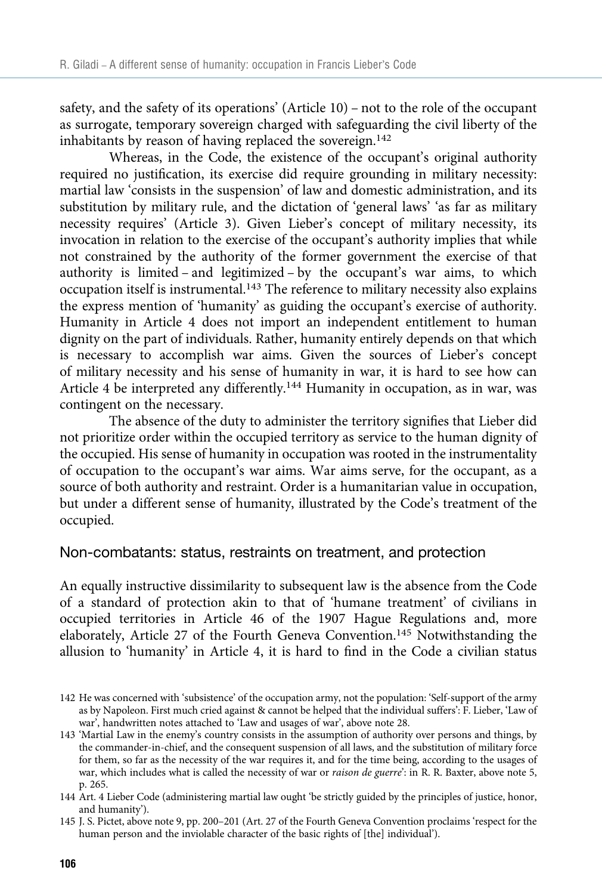safety, and the safety of its operations' (Article 10) – not to the role of the occupant as surrogate, temporary sovereign charged with safeguarding the civil liberty of the inhabitants by reason of having replaced the sovereign.[142]

Whereas, in the Code, the existence of the occupant's original authority required no justification, its exercise did require grounding in military necessity: martial law 'consists in the suspension' of law and domestic administration, and its substitution by military rule, and the dictation of 'general laws' 'as far as military necessity requires' (Article 3). Given Lieber's concept of military necessity, its invocation in relation to the exercise of the occupant's authority implies that while not constrained by the authority of the former government the exercise of that authority is limited – and legitimized – by the occupant's war aims, to which occupation itself is instrumental.[143] The reference to military necessity also explains the express mention of 'humanity' as guiding the occupant's exercise of authority. Humanity in Article 4 does not import an independent entitlement to human dignity on the part of individuals. Rather, humanity entirely depends on that which is necessary to accomplish war aims. Given the sources of Lieber's concept of military necessity and his sense of humanity in war, it is hard to see how can Article 4 be interpreted any differently.[144] Humanity in occupation, as in war, was contingent on the necessary.

The absence of the duty to administer the territory signifies that Lieber did not prioritize order within the occupied territory as service to the human dignity of the occupied. His sense of humanity in occupation was rooted in the instrumentality of occupation to the occupant's war aims. War aims serve, for the occupant, as a source of both authority and restraint. Order is a humanitarian value in occupation, but under a different sense of humanity, illustrated by the Code's treatment of the occupied.

## Non-combatants: status, restraints on treatment, and protection

An equally instructive dissimilarity to subsequent law is the absence from the Code of a standard of protection akin to that of 'humane treatment' of civilians in occupied territories in Article 46 of the 1907 Hague Regulations and, more elaborately, Article 27 of the Fourth Geneva Convention.[145] Notwithstanding the allusion to 'humanity' in Article 4, it is hard to find in the Code a civilian status

142 He was concerned with 'subsistence' of the occupation army, not the population: 'Self-support of the army as by Napoleon. First much cried against & cannot be helped that the individual suffers': F. Lieber, 'Law of war', handwritten notes attached to 'Law and usages of war', above note 28.

143 'Martial Law in the enemy's country consists in the assumption of authority over persons and things, by the commander-in-chief, and the consequent suspension of all laws, and the substitution of military force for them, so far as the necessity of the war requires it, and for the time being, according to the usages of war, which includes what is called the necessity of war or *raison de guerre*': in R. R. Baxter, above note 5, p. 265.

144 Art. 4 Lieber Code (administering martial law ought 'be strictly guided by the principles of justice, honor, and humanity').

145 J. S. Pictet, above note 9, pp. 200–201 (Art. 27 of the Fourth Geneva Convention proclaims 'respect for the human person and the inviolable character of the basic rights of [the] individual').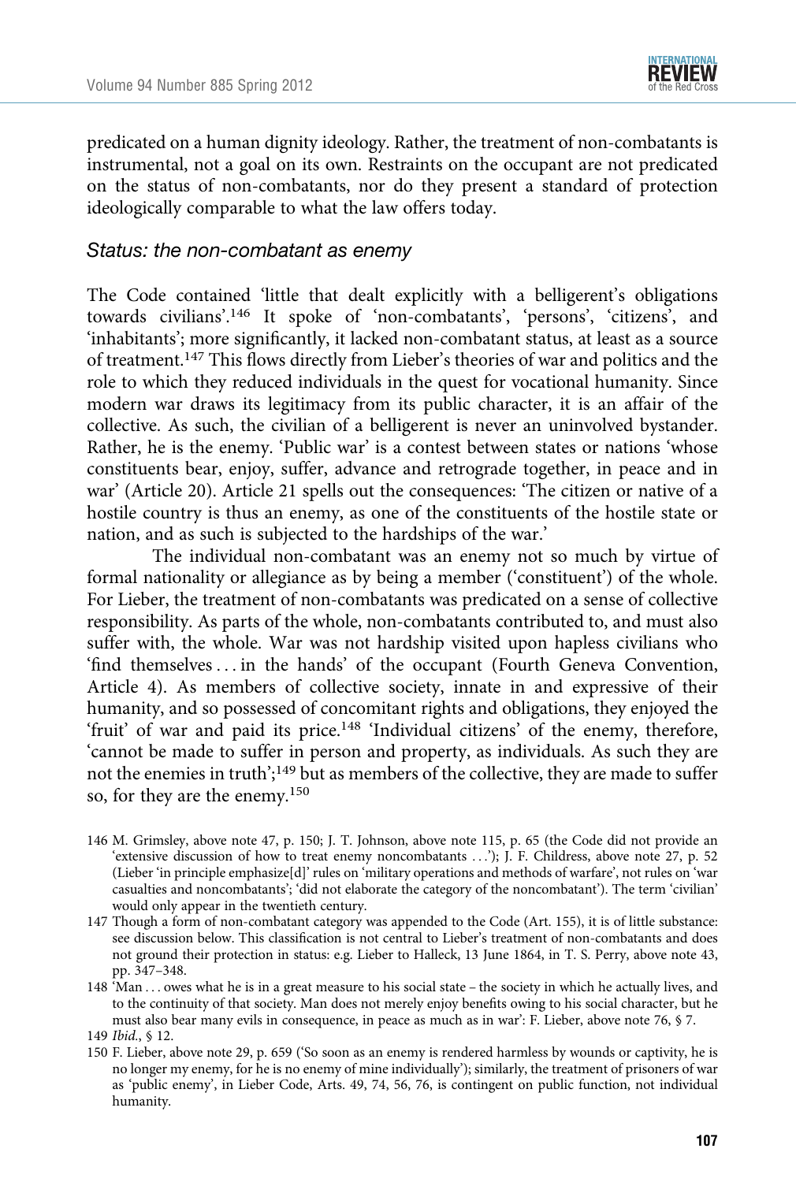predicated on a human dignity ideology. Rather, the treatment of non-combatants is instrumental, not a goal on its own. Restraints on the occupant are not predicated on the status of non-combatants, nor do they present a standard of protection ideologically comparable to what the law offers today.

### *Status: the non-combatant as enemy*

The Code contained 'little that dealt explicitly with a belligerent's obligations towards civilians'.[146] It spoke of 'non-combatants', 'persons', 'citizens', and 'inhabitants'; more significantly, it lacked non-combatant status, at least as a source of treatment.[147] This flows directly from Lieber's theories of war and politics and the role to which they reduced individuals in the quest for vocational humanity. Since modern war draws its legitimacy from its public character, it is an affair of the collective. As such, the civilian of a belligerent is never an uninvolved bystander. Rather, he is the enemy. 'Public war' is a contest between states or nations 'whose constituents bear, enjoy, suffer, advance and retrograde together, in peace and in war' (Article 20). Article 21 spells out the consequences: 'The citizen or native of a hostile country is thus an enemy, as one of the constituents of the hostile state or nation, and as such is subjected to the hardships of the war.'

The individual non-combatant was an enemy not so much by virtue of formal nationality or allegiance as by being a member ('constituent') of the whole. For Lieber, the treatment of non-combatants was predicated on a sense of collective responsibility. As parts of the whole, non-combatants contributed to, and must also suffer with, the whole. War was not hardship visited upon hapless civilians who 'find themselves . . . in the hands' of the occupant (Fourth Geneva Convention, Article 4). As members of collective society, innate in and expressive of their humanity, and so possessed of concomitant rights and obligations, they enjoyed the 'fruit' of war and paid its price.[148] 'Individual citizens' of the enemy, therefore, 'cannot be made to suffer in person and property, as individuals. As such they are not the enemies in truth';[149] but as members of the collective, they are made to suffer so, for they are the enemy.[150]

146 M. Grimsley, above note 47, p. 150; J. T. Johnson, above note 115, p. 65 (the Code did not provide an 'extensive discussion of how to treat enemy noncombatants . . .'); J. F. Childress, above note 27, p. 52 (Lieber 'in principle emphasize[d]' rules on 'military operations and methods of warfare', not rules on 'war casualties and noncombatants'; 'did not elaborate the category of the noncombatant'). The term 'civilian' would only appear in the twentieth century.

147 Though a form of non-combatant category was appended to the Code (Art. 155), it is of little substance: see discussion below. This classification is not central to Lieber's treatment of non-combatants and does not ground their protection in status: e.g. Lieber to Halleck, 13 June 1864, in T. S. Perry, above note 43, pp. 347–348.

148 'Man . . . owes what he is in a great measure to his social state – the society in which he actually lives, and to the continuity of that society. Man does not merely enjoy benefits owing to his social character, but he must also bear many evils in consequence, in peace as much as in war': F. Lieber, above note 76, § 7.

149 *Ibid.*, § 12.

150 F. Lieber, above note 29, p. 659 ('So soon as an enemy is rendered harmless by wounds or captivity, he is no longer my enemy, for he is no enemy of mine individually'); similarly, the treatment of prisoners of war as 'public enemy', in Lieber Code, Arts. 49, 74, 56, 76, is contingent on public function, not individual humanity.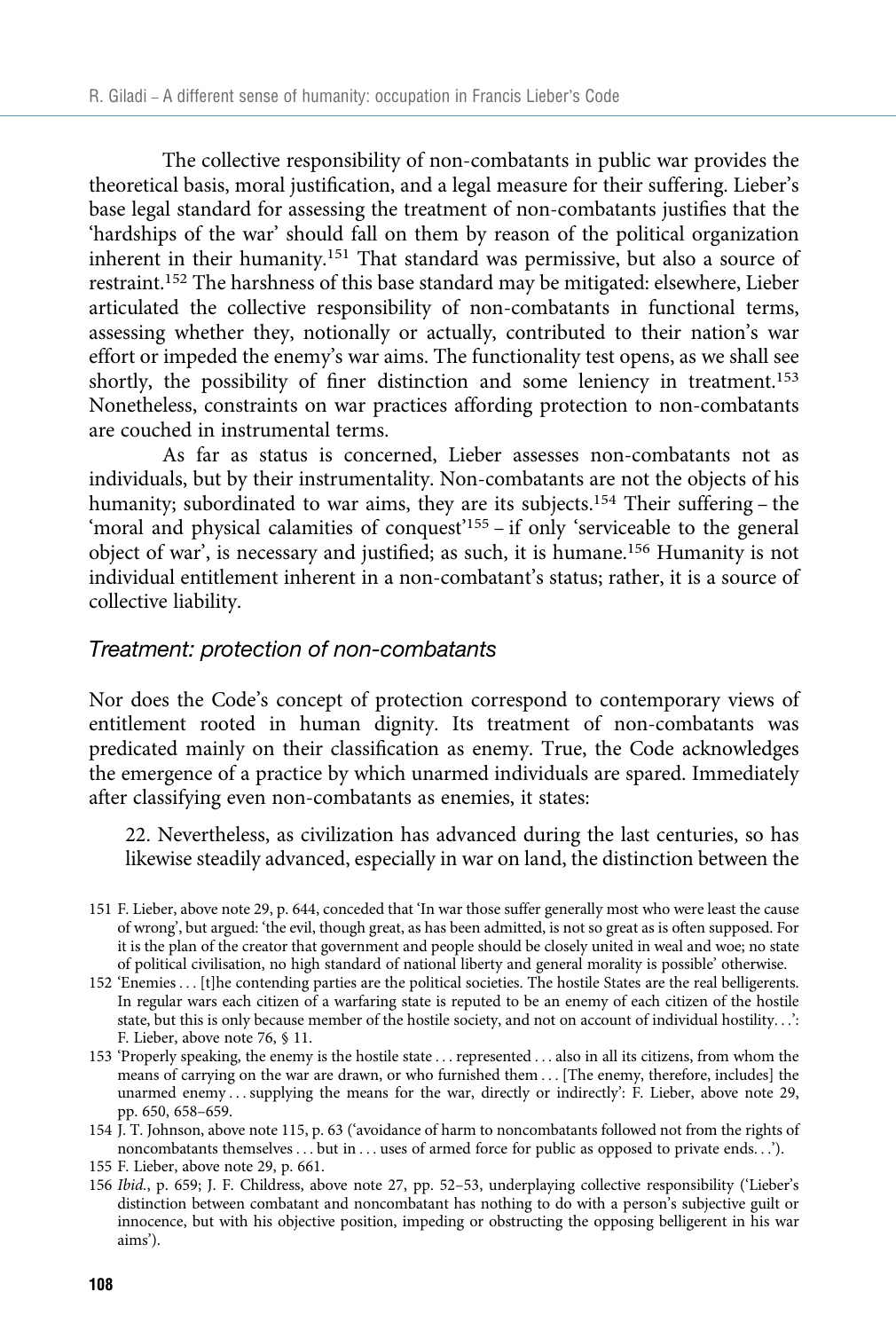The collective responsibility of non-combatants in public war provides the theoretical basis, moral justification, and a legal measure for their suffering. Lieber's base legal standard for assessing the treatment of non-combatants justifies that the 'hardships of the war' should fall on them by reason of the political organization inherent in their humanity.[151] That standard was permissive, but also a source of restraint.[152] The harshness of this base standard may be mitigated: elsewhere, Lieber articulated the collective responsibility of non-combatants in functional terms, assessing whether they, notionally or actually, contributed to their nation's war effort or impeded the enemy's war aims. The functionality test opens, as we shall see shortly, the possibility of finer distinction and some leniency in treatment.[153] Nonetheless, constraints on war practices affording protection to non-combatants are couched in instrumental terms.

As far as status is concerned, Lieber assesses non-combatants not as individuals, but by their instrumentality. Non-combatants are not the objects of his humanity; subordinated to war aims, they are its subjects.[154] Their suffering – the 'moral and physical calamities of conquest'[155] – if only 'serviceable to the general object of war', is necessary and justified; as such, it is humane.[156] Humanity is not individual entitlement inherent in a non-combatant's status; rather, it is a source of collective liability.

### *Treatment: protection of non-combatants*

Nor does the Code's concept of protection correspond to contemporary views of entitlement rooted in human dignity. Its treatment of non-combatants was predicated mainly on their classification as enemy. True, the Code acknowledges the emergence of a practice by which unarmed individuals are spared. Immediately after classifying even non-combatants as enemies, it states:

> 22. Nevertheless, as civilization has advanced during the last centuries, so has likewise steadily advanced, especially in war on land, the distinction between the

151 F. Lieber, above note 29, p. 644, conceded that 'In war those suffer generally most who were least the cause of wrong', but argued: 'the evil, though great, as has been admitted, is not so great as is often supposed. For it is the plan of the creator that government and people should be closely united in weal and woe; no state of political civilisation, no high standard of national liberty and general morality is possible' otherwise.

152 'Enemies … [t]he contending parties are the political societies. The hostile States are the real belligerents. In regular wars each citizen of a warfaring state is reputed to be an enemy of each citizen of the hostile state, but this is only because member of the hostile society, and not on account of individual hostility…': F. Lieber, above note 76, § 11.

153 'Properly speaking, the enemy is the hostile state … represented … also in all its citizens, from whom the means of carrying on the war are drawn, or who furnished them … [The enemy, therefore, includes] the unarmed enemy … supplying the means for the war, directly or indirectly': F. Lieber, above note 29, pp. 650, 658–659.

154 J. T. Johnson, above note 115, p. 63 ('avoidance of harm to noncombatants followed not from the rights of noncombatants themselves … but in … uses of armed force for public as opposed to private ends…').

155 F. Lieber, above note 29, p. 661.

156 *Ibid.*, p. 659; J. F. Childress, above note 27, pp. 52–53, underplaying collective responsibility ('Lieber's distinction between combatant and noncombatant has nothing to do with a person's subjective guilt or innocence, but with his objective position, impeding or obstructing the opposing belligerent in his war aims').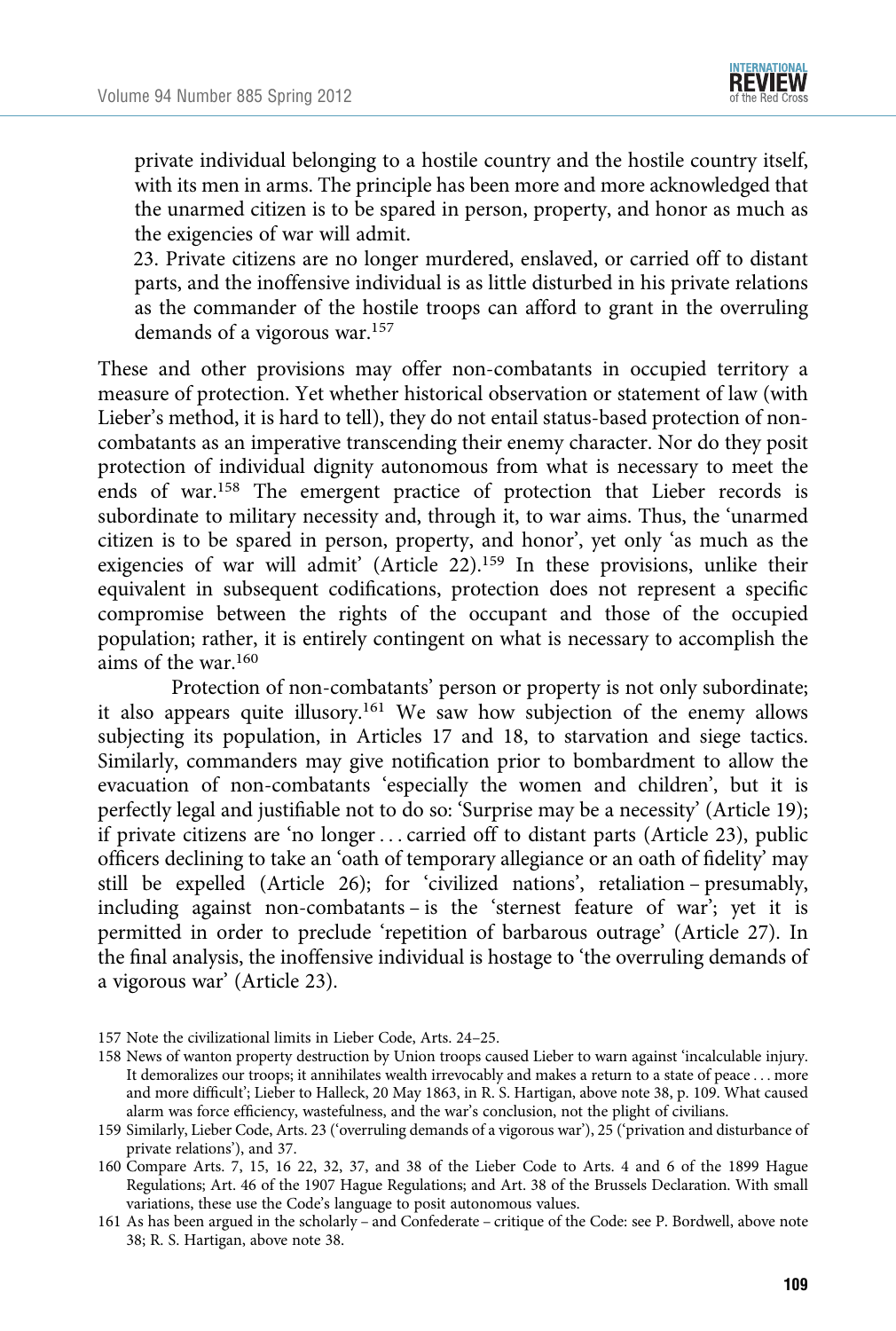> private individual belonging to a hostile country and the hostile country itself, with its men in arms. The principle has been more and more acknowledged that the unarmed citizen is to be spared in person, property, and honor as much as the exigencies of war will admit.
>
> 23. Private citizens are no longer murdered, enslaved, or carried off to distant parts, and the inoffensive individual is as little disturbed in his private relations as the commander of the hostile troops can afford to grant in the overruling demands of a vigorous war.[157]

These and other provisions may offer non-combatants in occupied territory a measure of protection. Yet whether historical observation or statement of law (with Lieber's method, it is hard to tell), they do not entail status-based protection of non-combatants as an imperative transcending their enemy character. Nor do they posit protection of individual dignity autonomous from what is necessary to meet the ends of war.[158] The emergent practice of protection that Lieber records is subordinate to military necessity and, through it, to war aims. Thus, the 'unarmed citizen is to be spared in person, property, and honor', yet only 'as much as the exigencies of war will admit' (Article 22).[159] In these provisions, unlike their equivalent in subsequent codifications, protection does not represent a specific compromise between the rights of the occupant and those of the occupied population; rather, it is entirely contingent on what is necessary to accomplish the aims of the war.[160]

Protection of non-combatants' person or property is not only subordinate; it also appears quite illusory.[161] We saw how subjection of the enemy allows subjecting its population, in Articles 17 and 18, to starvation and siege tactics. Similarly, commanders may give notification prior to bombardment to allow the evacuation of non-combatants 'especially the women and children', but it is perfectly legal and justifiable not to do so: 'Surprise may be a necessity' (Article 19); if private citizens are 'no longer . . . carried off to distant parts (Article 23), public officers declining to take an 'oath of temporary allegiance or an oath of fidelity' may still be expelled (Article 26); for 'civilized nations', retaliation – presumably, including against non-combatants – is the 'sternest feature of war'; yet it is permitted in order to preclude 'repetition of barbarous outrage' (Article 27). In the final analysis, the inoffensive individual is hostage to 'the overruling demands of a vigorous war' (Article 23).

157 Note the civilizational limits in Lieber Code, Arts. 24–25.

158 News of wanton property destruction by Union troops caused Lieber to warn against 'incalculable injury. It demoralizes our troops; it annihilates wealth irrevocably and makes a return to a state of peace . . . more and more difficult'; Lieber to Halleck, 20 May 1863, in R. S. Hartigan, above note 38, p. 109. What caused alarm was force efficiency, wastefulness, and the war's conclusion, not the plight of civilians.

159 Similarly, Lieber Code, Arts. 23 ('overruling demands of a vigorous war'), 25 ('privation and disturbance of private relations'), and 37.

160 Compare Arts. 7, 15, 16 22, 32, 37, and 38 of the Lieber Code to Arts. 4 and 6 of the 1899 Hague Regulations; Art. 46 of the 1907 Hague Regulations; and Art. 38 of the Brussels Declaration. With small variations, these use the Code's language to posit autonomous values.

161 As has been argued in the scholarly – and Confederate – critique of the Code: see P. Bordwell, above note 38; R. S. Hartigan, above note 38.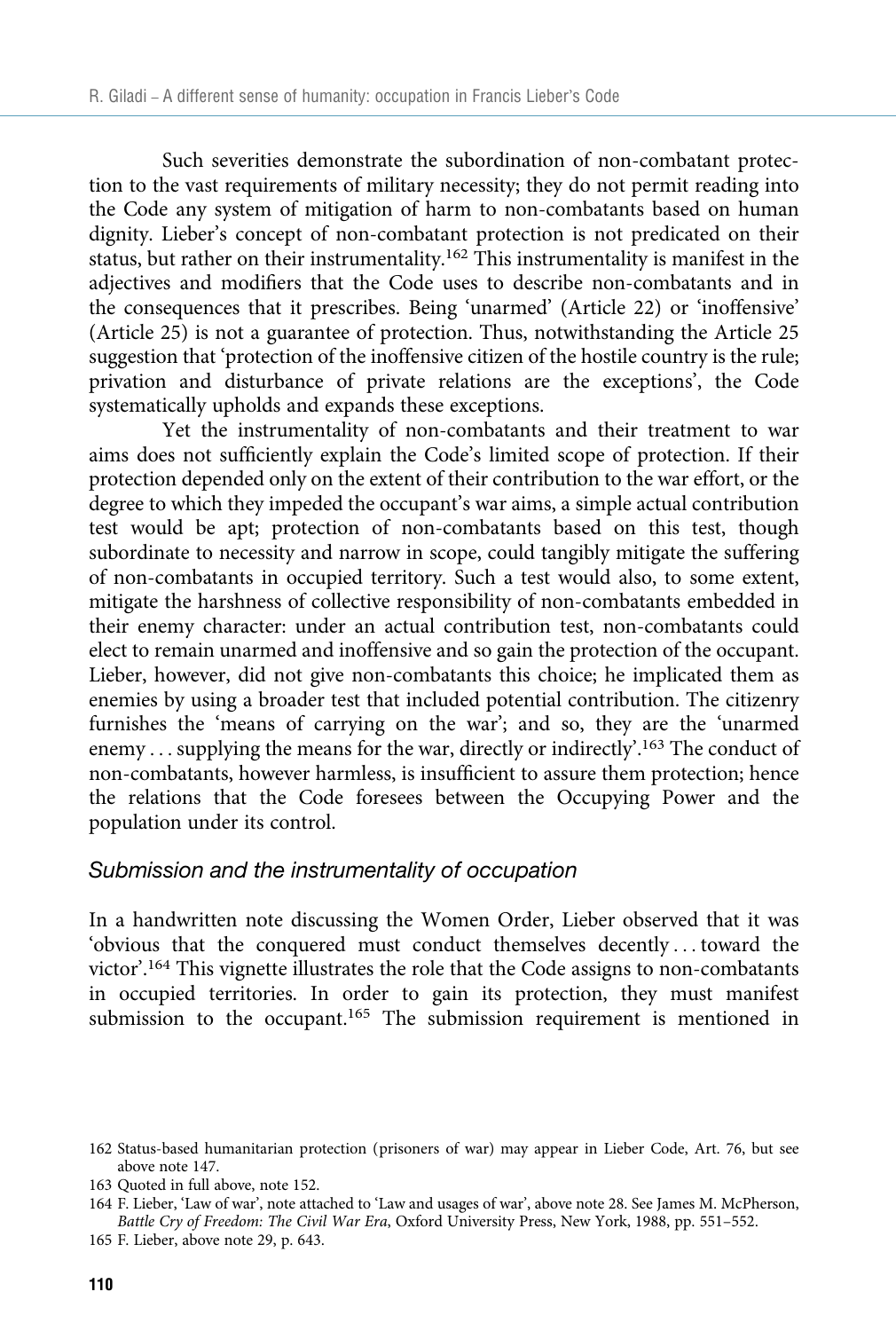Such severities demonstrate the subordination of non-combatant protection to the vast requirements of military necessity; they do not permit reading into the Code any system of mitigation of harm to non-combatants based on human dignity. Lieber's concept of non-combatant protection is not predicated on their status, but rather on their instrumentality.[162] This instrumentality is manifest in the adjectives and modifiers that the Code uses to describe non-combatants and in the consequences that it prescribes. Being 'unarmed' (Article 22) or 'inoffensive' (Article 25) is not a guarantee of protection. Thus, notwithstanding the Article 25 suggestion that 'protection of the inoffensive citizen of the hostile country is the rule; privation and disturbance of private relations are the exceptions', the Code systematically upholds and expands these exceptions.

Yet the instrumentality of non-combatants and their treatment to war aims does not sufficiently explain the Code's limited scope of protection. If their protection depended only on the extent of their contribution to the war effort, or the degree to which they impeded the occupant's war aims, a simple actual contribution test would be apt; protection of non-combatants based on this test, though subordinate to necessity and narrow in scope, could tangibly mitigate the suffering of non-combatants in occupied territory. Such a test would also, to some extent, mitigate the harshness of collective responsibility of non-combatants embedded in their enemy character: under an actual contribution test, non-combatants could elect to remain unarmed and inoffensive and so gain the protection of the occupant. Lieber, however, did not give non-combatants this choice; he implicated them as enemies by using a broader test that included potential contribution. The citizenry furnishes the 'means of carrying on the war'; and so, they are the 'unarmed enemy . . . supplying the means for the war, directly or indirectly'.[163] The conduct of non-combatants, however harmless, is insufficient to assure them protection; hence the relations that the Code foresees between the Occupying Power and the population under its control.

### *Submission and the instrumentality of occupation*

In a handwritten note discussing the Women Order, Lieber observed that it was 'obvious that the conquered must conduct themselves decently . . . toward the victor'.[164] This vignette illustrates the role that the Code assigns to non-combatants in occupied territories. In order to gain its protection, they must manifest submission to the occupant.[165] The submission requirement is mentioned in

---

162 Status-based humanitarian protection (prisoners of war) may appear in Lieber Code, Art. 76, but see above note 147.

163 Quoted in full above, note 152.

164 F. Lieber, 'Law of war', note attached to 'Law and usages of war', above note 28. See James M. McPherson, *Battle Cry of Freedom: The Civil War Era*, Oxford University Press, New York, 1988, pp. 551–552.

165 F. Lieber, above note 29, p. 643.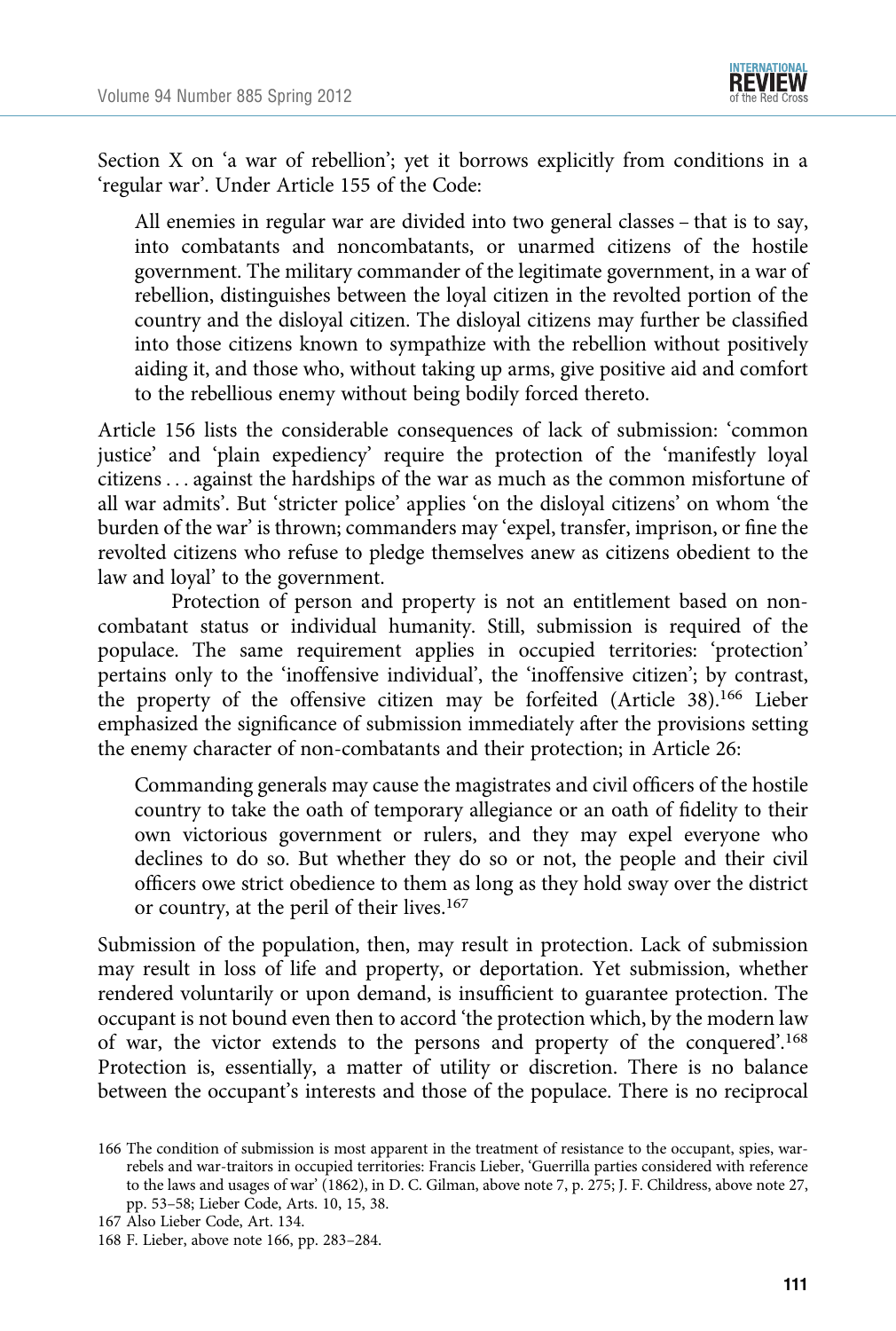Section X on 'a war of rebellion'; yet it borrows explicitly from conditions in a 'regular war'. Under Article 155 of the Code:

> All enemies in regular war are divided into two general classes – that is to say, into combatants and noncombatants, or unarmed citizens of the hostile government. The military commander of the legitimate government, in a war of rebellion, distinguishes between the loyal citizen in the revolted portion of the country and the disloyal citizen. The disloyal citizens may further be classified into those citizens known to sympathize with the rebellion without positively aiding it, and those who, without taking up arms, give positive aid and comfort to the rebellious enemy without being bodily forced thereto.

Article 156 lists the considerable consequences of lack of submission: 'common justice' and 'plain expediency' require the protection of the 'manifestly loyal citizens … against the hardships of the war as much as the common misfortune of all war admits'. But 'stricter police' applies 'on the disloyal citizens' on whom 'the burden of the war' is thrown; commanders may 'expel, transfer, imprison, or fine the revolted citizens who refuse to pledge themselves anew as citizens obedient to the law and loyal' to the government.

Protection of person and property is not an entitlement based on non-combatant status or individual humanity. Still, submission is required of the populace. The same requirement applies in occupied territories: 'protection' pertains only to the 'inoffensive individual', the 'inoffensive citizen'; by contrast, the property of the offensive citizen may be forfeited (Article 38).[166] Lieber emphasized the significance of submission immediately after the provisions setting the enemy character of non-combatants and their protection; in Article 26:

> Commanding generals may cause the magistrates and civil officers of the hostile country to take the oath of temporary allegiance or an oath of fidelity to their own victorious government or rulers, and they may expel everyone who declines to do so. But whether they do so or not, the people and their civil officers owe strict obedience to them as long as they hold sway over the district or country, at the peril of their lives.[167]

Submission of the population, then, may result in protection. Lack of submission may result in loss of life and property, or deportation. Yet submission, whether rendered voluntarily or upon demand, is insufficient to guarantee protection. The occupant is not bound even then to accord 'the protection which, by the modern law of war, the victor extends to the persons and property of the conquered'.[168] Protection is, essentially, a matter of utility or discretion. There is no balance between the occupant's interests and those of the populace. There is no reciprocal

166 The condition of submission is most apparent in the treatment of resistance to the occupant, spies, war-rebels and war-traitors in occupied territories: Francis Lieber, 'Guerrilla parties considered with reference to the laws and usages of war' (1862), in D. C. Gilman, above note 7, p. 275; J. F. Childress, above note 27, pp. 53–58; Lieber Code, Arts. 10, 15, 38.

167 Also Lieber Code, Art. 134.

168 F. Lieber, above note 166, pp. 283–284.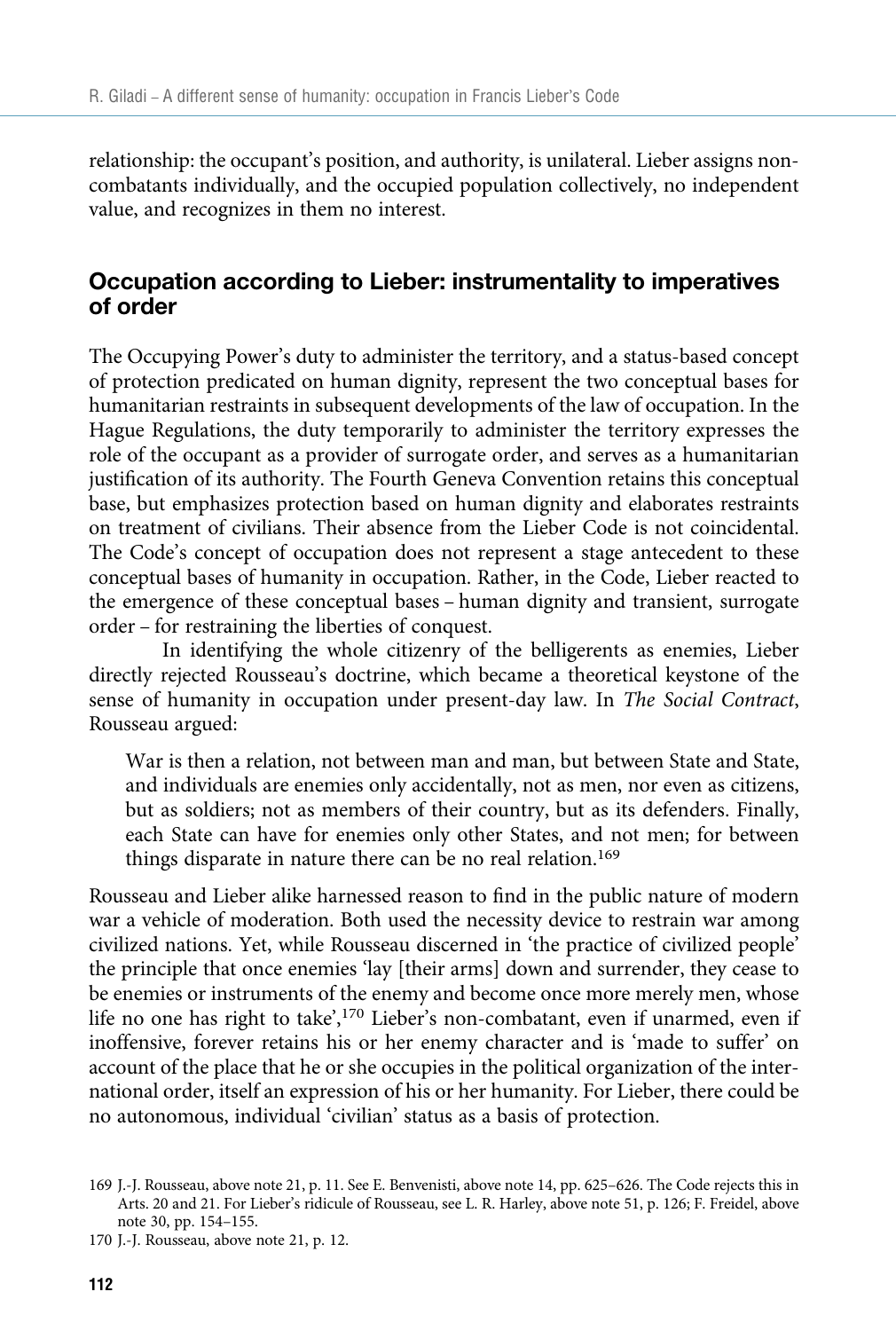relationship: the occupant's position, and authority, is unilateral. Lieber assigns non-combatants individually, and the occupied population collectively, no independent value, and recognizes in them no interest.

## Occupation according to Lieber: instrumentality to imperatives of order

The Occupying Power's duty to administer the territory, and a status-based concept of protection predicated on human dignity, represent the two conceptual bases for humanitarian restraints in subsequent developments of the law of occupation. In the Hague Regulations, the duty temporarily to administer the territory expresses the role of the occupant as a provider of surrogate order, and serves as a humanitarian justification of its authority. The Fourth Geneva Convention retains this conceptual base, but emphasizes protection based on human dignity and elaborates restraints on treatment of civilians. Their absence from the Lieber Code is not coincidental. The Code's concept of occupation does not represent a stage antecedent to these conceptual bases of humanity in occupation. Rather, in the Code, Lieber reacted to the emergence of these conceptual bases – human dignity and transient, surrogate order – for restraining the liberties of conquest.

In identifying the whole citizenry of the belligerents as enemies, Lieber directly rejected Rousseau's doctrine, which became a theoretical keystone of the sense of humanity in occupation under present-day law. In *The Social Contract*, Rousseau argued:

> War is then a relation, not between man and man, but between State and State, and individuals are enemies only accidentally, not as men, nor even as citizens, but as soldiers; not as members of their country, but as its defenders. Finally, each State can have for enemies only other States, and not men; for between things disparate in nature there can be no real relation.[169]

Rousseau and Lieber alike harnessed reason to find in the public nature of modern war a vehicle of moderation. Both used the necessity device to restrain war among civilized nations. Yet, while Rousseau discerned in 'the practice of civilized people' the principle that once enemies 'lay [their arms] down and surrender, they cease to be enemies or instruments of the enemy and become once more merely men, whose life no one has right to take',[170] Lieber's non-combatant, even if unarmed, even if inoffensive, forever retains his or her enemy character and is 'made to suffer' on account of the place that he or she occupies in the political organization of the international order, itself an expression of his or her humanity. For Lieber, there could be no autonomous, individual 'civilian' status as a basis of protection.

169 J.-J. Rousseau, above note 21, p. 11. See E. Benvenisti, above note 14, pp. 625–626. The Code rejects this in Arts. 20 and 21. For Lieber's ridicule of Rousseau, see L. R. Harley, above note 51, p. 126; F. Freidel, above note 30, pp. 154–155.

170 J.-J. Rousseau, above note 21, p. 12.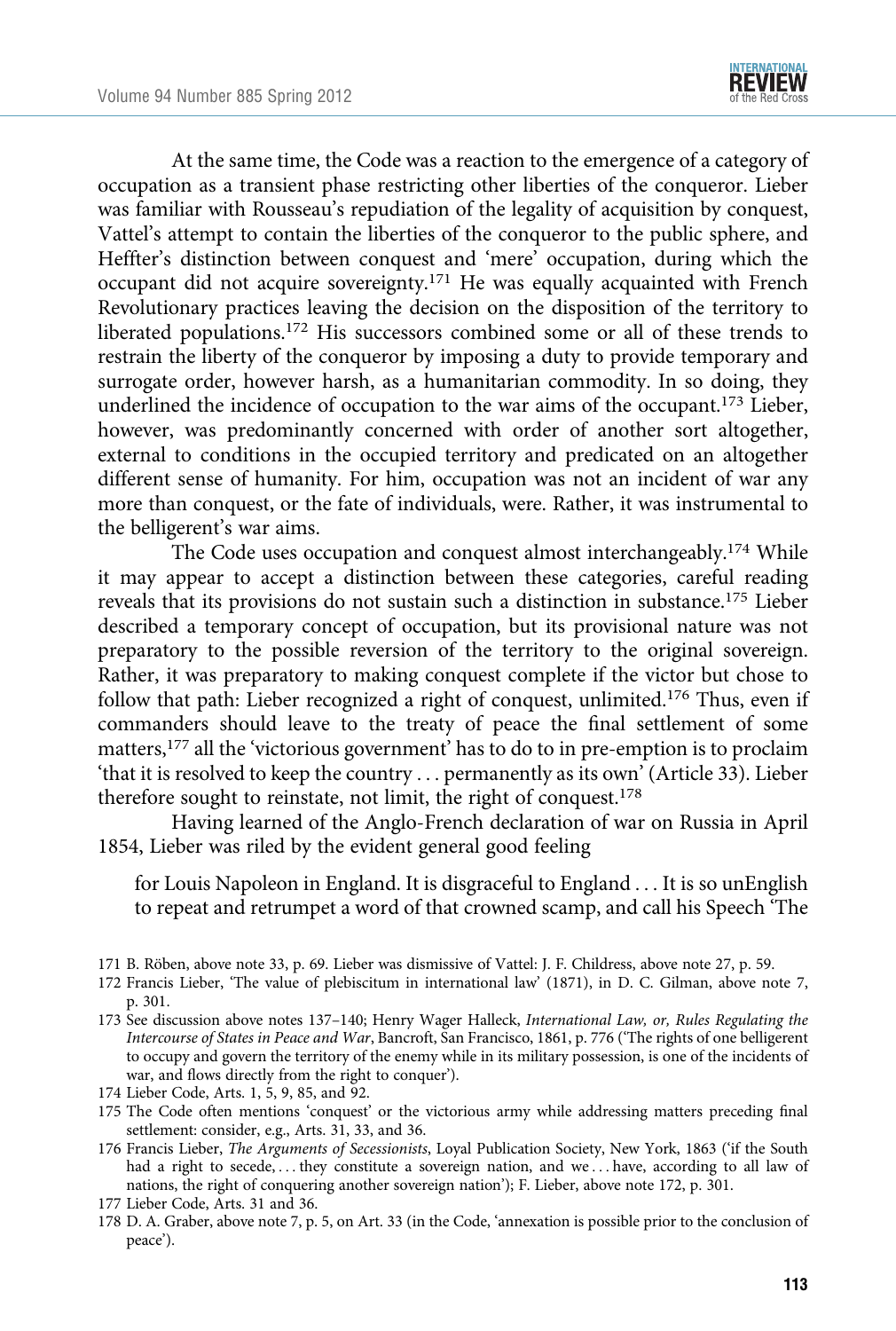At the same time, the Code was a reaction to the emergence of a category of occupation as a transient phase restricting other liberties of the conqueror. Lieber was familiar with Rousseau's repudiation of the legality of acquisition by conquest, Vattel's attempt to contain the liberties of the conqueror to the public sphere, and Heffter's distinction between conquest and 'mere' occupation, during which the occupant did not acquire sovereignty.[171] He was equally acquainted with French Revolutionary practices leaving the decision on the disposition of the territory to liberated populations.[172] His successors combined some or all of these trends to restrain the liberty of the conqueror by imposing a duty to provide temporary and surrogate order, however harsh, as a humanitarian commodity. In so doing, they underlined the incidence of occupation to the war aims of the occupant.[173] Lieber, however, was predominantly concerned with order of another sort altogether, external to conditions in the occupied territory and predicated on an altogether different sense of humanity. For him, occupation was not an incident of war any more than conquest, or the fate of individuals, were. Rather, it was instrumental to the belligerent's war aims.

The Code uses occupation and conquest almost interchangeably.[174] While it may appear to accept a distinction between these categories, careful reading reveals that its provisions do not sustain such a distinction in substance.[175] Lieber described a temporary concept of occupation, but its provisional nature was not preparatory to the possible reversion of the territory to the original sovereign. Rather, it was preparatory to making conquest complete if the victor but chose to follow that path: Lieber recognized a right of conquest, unlimited.[176] Thus, even if commanders should leave to the treaty of peace the final settlement of some matters,[177] all the 'victorious government' has to do to in pre-emption is to proclaim 'that it is resolved to keep the country . . . permanently as its own' (Article 33). Lieber therefore sought to reinstate, not limit, the right of conquest.[178]

Having learned of the Anglo-French declaration of war on Russia in April 1854, Lieber was riled by the evident general good feeling

> for Louis Napoleon in England. It is disgraceful to England . . . It is so unEnglish to repeat and retrumpet a word of that crowned scamp, and call his Speech 'The

---

171 B. Röben, above note 33, p. 69. Lieber was dismissive of Vattel: J. F. Childress, above note 27, p. 59.

172 Francis Lieber, 'The value of plebiscitum in international law' (1871), in D. C. Gilman, above note 7, p. 301.

173 See discussion above notes 137–140; Henry Wager Halleck, *International Law, or, Rules Regulating the Intercourse of States in Peace and War*, Bancroft, San Francisco, 1861, p. 776 ('The rights of one belligerent to occupy and govern the territory of the enemy while in its military possession, is one of the incidents of war, and flows directly from the right to conquer').

174 Lieber Code, Arts. 1, 5, 9, 85, and 92.

175 The Code often mentions 'conquest' or the victorious army while addressing matters preceding final settlement: consider, e.g., Arts. 31, 33, and 36.

176 Francis Lieber, *The Arguments of Secessionists*, Loyal Publication Society, New York, 1863 ('if the South had a right to secede, . . . they constitute a sovereign nation, and we . . . have, according to all law of nations, the right of conquering another sovereign nation'); F. Lieber, above note 172, p. 301.

177 Lieber Code, Arts. 31 and 36.

178 D. A. Graber, above note 7, p. 5, on Art. 33 (in the Code, 'annexation is possible prior to the conclusion of peace').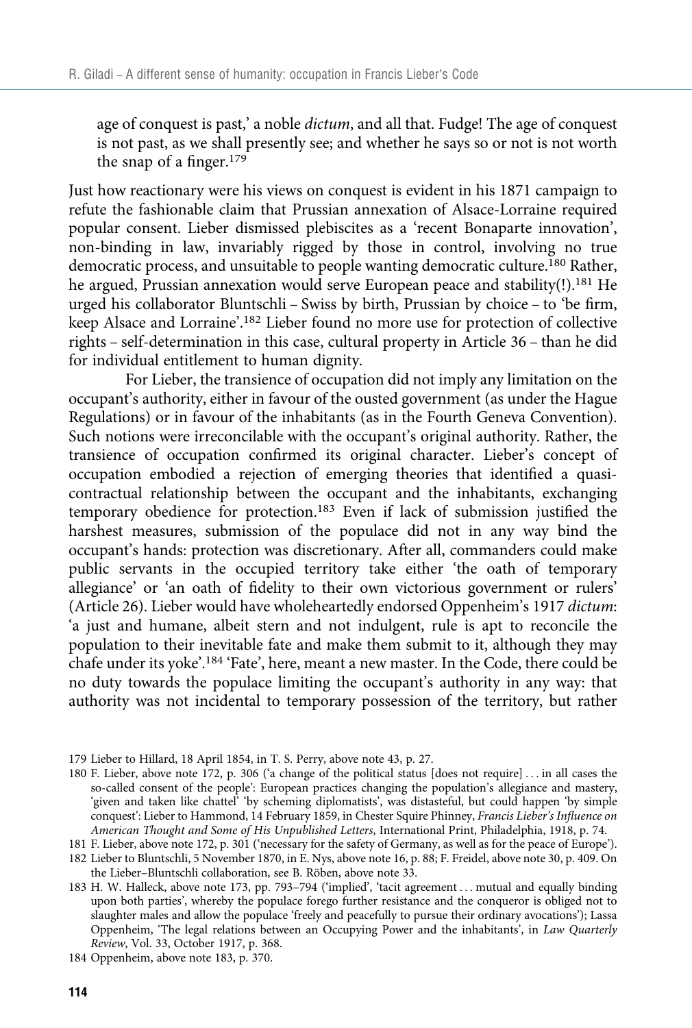age of conquest is past,' a noble *dictum*, and all that. Fudge! The age of conquest is not past, as we shall presently see; and whether he says so or not is not worth the snap of a finger.[179]

Just how reactionary were his views on conquest is evident in his 1871 campaign to refute the fashionable claim that Prussian annexation of Alsace-Lorraine required popular consent. Lieber dismissed plebiscites as a 'recent Bonaparte innovation', non-binding in law, invariably rigged by those in control, involving no true democratic process, and unsuitable to people wanting democratic culture.[180] Rather, he argued, Prussian annexation would serve European peace and stability(!).[181] He urged his collaborator Bluntschli – Swiss by birth, Prussian by choice – to 'be firm, keep Alsace and Lorraine'.[182] Lieber found no more use for protection of collective rights – self-determination in this case, cultural property in Article 36 – than he did for individual entitlement to human dignity.

For Lieber, the transience of occupation did not imply any limitation on the occupant's authority, either in favour of the ousted government (as under the Hague Regulations) or in favour of the inhabitants (as in the Fourth Geneva Convention). Such notions were irreconcilable with the occupant's original authority. Rather, the transience of occupation confirmed its original character. Lieber's concept of occupation embodied a rejection of emerging theories that identified a quasi-contractual relationship between the occupant and the inhabitants, exchanging temporary obedience for protection.[183] Even if lack of submission justified the harshest measures, submission of the populace did not in any way bind the occupant's hands: protection was discretionary. After all, commanders could make public servants in the occupied territory take either 'the oath of temporary allegiance' or 'an oath of fidelity to their own victorious government or rulers' (Article 26). Lieber would have wholeheartedly endorsed Oppenheim's 1917 *dictum*: 'a just and humane, albeit stern and not indulgent, rule is apt to reconcile the population to their inevitable fate and make them submit to it, although they may chafe under its yoke'.[184] 'Fate', here, meant a new master. In the Code, there could be no duty towards the populace limiting the occupant's authority in any way: that authority was not incidental to temporary possession of the territory, but rather

179 Lieber to Hillard, 18 April 1854, in T. S. Perry, above note 43, p. 27.

180 F. Lieber, above note 172, p. 306 ('a change of the political status [does not require] … in all cases the so-called consent of the people': European practices changing the population's allegiance and mastery, 'given and taken like chattel' 'by scheming diplomatists', was distasteful, but could happen 'by simple conquest': Lieber to Hammond, 14 February 1859, in Chester Squire Phinney, *Francis Lieber's Influence on American Thought and Some of His Unpublished Letters*, International Print, Philadelphia, 1918, p. 74.

181 F. Lieber, above note 172, p. 301 ('necessary for the safety of Germany, as well as for the peace of Europe').

182 Lieber to Bluntschli, 5 November 1870, in E. Nys, above note 16, p. 88; F. Freidel, above note 30, p. 409. On the Lieber–Bluntschli collaboration, see B. Röben, above note 33.

183 H. W. Halleck, above note 173, pp. 793–794 ('implied', 'tacit agreement … mutual and equally binding upon both parties', whereby the populace forego further resistance and the conqueror is obliged not to slaughter males and allow the populace 'freely and peacefully to pursue their ordinary avocations'); Lassa Oppenheim, 'The legal relations between an Occupying Power and the inhabitants', in *Law Quarterly Review*, Vol. 33, October 1917, p. 368.

184 Oppenheim, above note 183, p. 370.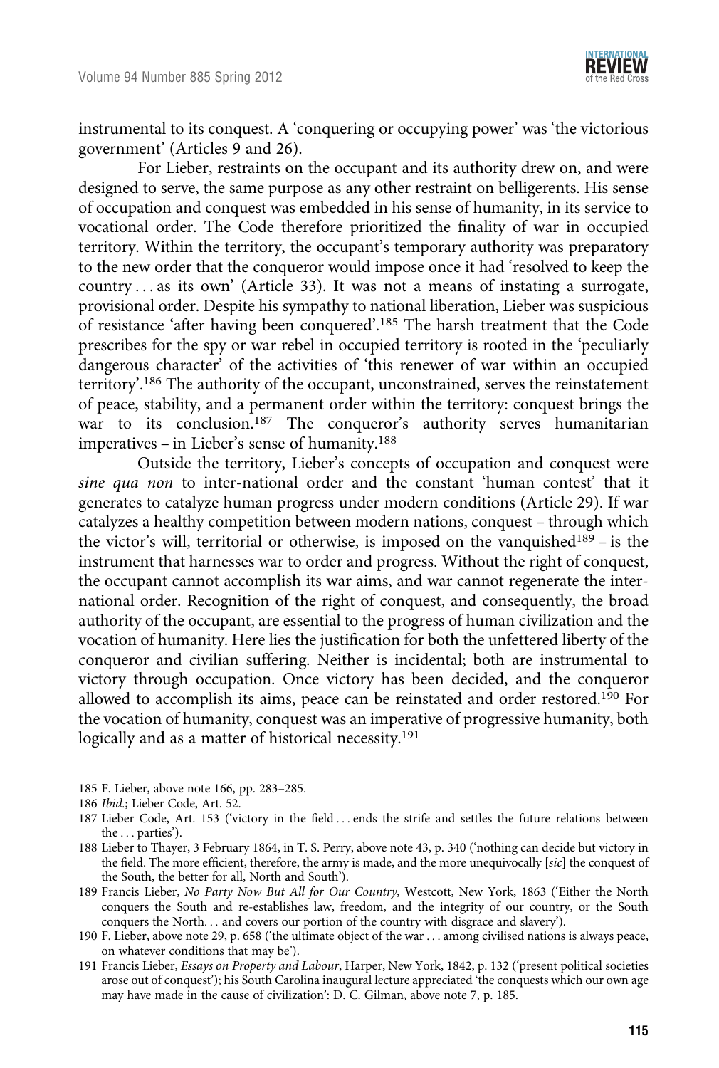instrumental to its conquest. A 'conquering or occupying power' was 'the victorious government' (Articles 9 and 26).

For Lieber, restraints on the occupant and its authority drew on, and were designed to serve, the same purpose as any other restraint on belligerents. His sense of occupation and conquest was embedded in his sense of humanity, in its service to vocational order. The Code therefore prioritized the finality of war in occupied territory. Within the territory, the occupant's temporary authority was preparatory to the new order that the conqueror would impose once it had 'resolved to keep the country . . . as its own' (Article 33). It was not a means of instating a surrogate, provisional order. Despite his sympathy to national liberation, Lieber was suspicious of resistance 'after having been conquered'.[185] The harsh treatment that the Code prescribes for the spy or war rebel in occupied territory is rooted in the 'peculiarly dangerous character' of the activities of 'this renewer of war within an occupied territory'.[186] The authority of the occupant, unconstrained, serves the reinstatement of peace, stability, and a permanent order within the territory: conquest brings the war to its conclusion.[187] The conqueror's authority serves humanitarian imperatives – in Lieber's sense of humanity.[188]

Outside the territory, Lieber's concepts of occupation and conquest were *sine qua non* to inter-national order and the constant 'human contest' that it generates to catalyze human progress under modern conditions (Article 29). If war catalyzes a healthy competition between modern nations, conquest – through which the victor's will, territorial or otherwise, is imposed on the vanquished[189] – is the instrument that harnesses war to order and progress. Without the right of conquest, the occupant cannot accomplish its war aims, and war cannot regenerate the international order. Recognition of the right of conquest, and consequently, the broad authority of the occupant, are essential to the progress of human civilization and the vocation of humanity. Here lies the justification for both the unfettered liberty of the conqueror and civilian suffering. Neither is incidental; both are instrumental to victory through occupation. Once victory has been decided, and the conqueror allowed to accomplish its aims, peace can be reinstated and order restored.[190] For the vocation of humanity, conquest was an imperative of progressive humanity, both logically and as a matter of historical necessity.[191]

185 F. Lieber, above note 166, pp. 283–285.

186 *Ibid.*; Lieber Code, Art. 52.

187 Lieber Code, Art. 153 ('victory in the field . . . ends the strife and settles the future relations between the . . . parties').

188 Lieber to Thayer, 3 February 1864, in T. S. Perry, above note 43, p. 340 ('nothing can decide but victory in the field. The more efficient, therefore, the army is made, and the more unequivocally [*sic*] the conquest of the South, the better for all, North and South').

189 Francis Lieber, *No Party Now But All for Our Country*, Westcott, New York, 1863 ('Either the North conquers the South and re-establishes law, freedom, and the integrity of our country, or the South conquers the North. . . and covers our portion of the country with disgrace and slavery').

190 F. Lieber, above note 29, p. 658 ('the ultimate object of the war . . . among civilised nations is always peace, on whatever conditions that may be').

191 Francis Lieber, *Essays on Property and Labour*, Harper, New York, 1842, p. 132 ('present political societies arose out of conquest'); his South Carolina inaugural lecture appreciated 'the conquests which our own age may have made in the cause of civilization': D. C. Gilman, above note 7, p. 185.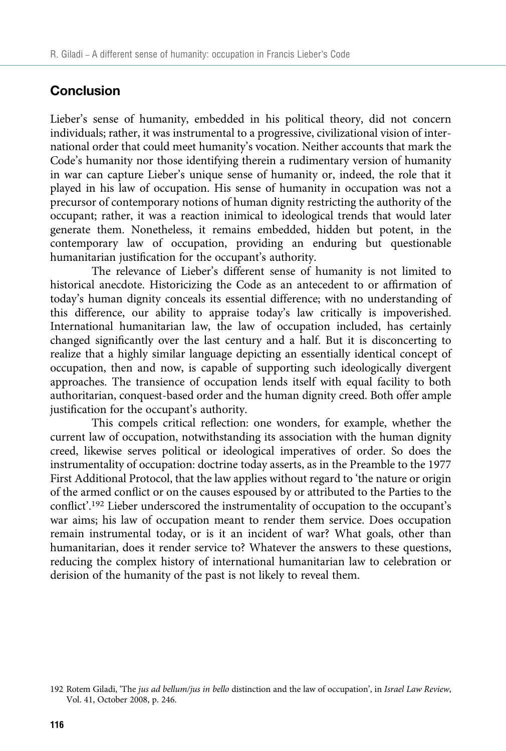## Conclusion

Lieber's sense of humanity, embedded in his political theory, did not concern individuals; rather, it was instrumental to a progressive, civilizational vision of international order that could meet humanity's vocation. Neither accounts that mark the Code's humanity nor those identifying therein a rudimentary version of humanity in war can capture Lieber's unique sense of humanity or, indeed, the role that it played in his law of occupation. His sense of humanity in occupation was not a precursor of contemporary notions of human dignity restricting the authority of the occupant; rather, it was a reaction inimical to ideological trends that would later generate them. Nonetheless, it remains embedded, hidden but potent, in the contemporary law of occupation, providing an enduring but questionable humanitarian justification for the occupant's authority.

The relevance of Lieber's different sense of humanity is not limited to historical anecdote. Historicizing the Code as an antecedent to or affirmation of today's human dignity conceals its essential difference; with no understanding of this difference, our ability to appraise today's law critically is impoverished. International humanitarian law, the law of occupation included, has certainly changed significantly over the last century and a half. But it is disconcerting to realize that a highly similar language depicting an essentially identical concept of occupation, then and now, is capable of supporting such ideologically divergent approaches. The transience of occupation lends itself with equal facility to both authoritarian, conquest-based order and the human dignity creed. Both offer ample justification for the occupant's authority.

This compels critical reflection: one wonders, for example, whether the current law of occupation, notwithstanding its association with the human dignity creed, likewise serves political or ideological imperatives of order. So does the instrumentality of occupation: doctrine today asserts, as in the Preamble to the 1977 First Additional Protocol, that the law applies without regard to 'the nature or origin of the armed conflict or on the causes espoused by or attributed to the Parties to the conflict'.[192] Lieber underscored the instrumentality of occupation to the occupant's war aims; his law of occupation meant to render them service. Does occupation remain instrumental today, or is it an incident of war? What goals, other than humanitarian, does it render service to? Whatever the answers to these questions, reducing the complex history of international humanitarian law to celebration or derision of the humanity of the past is not likely to reveal them.

192 Rotem Giladi, 'The *jus ad bellum/jus in bello* distinction and the law of occupation', in *Israel Law Review*, Vol. 41, October 2008, p. 246.